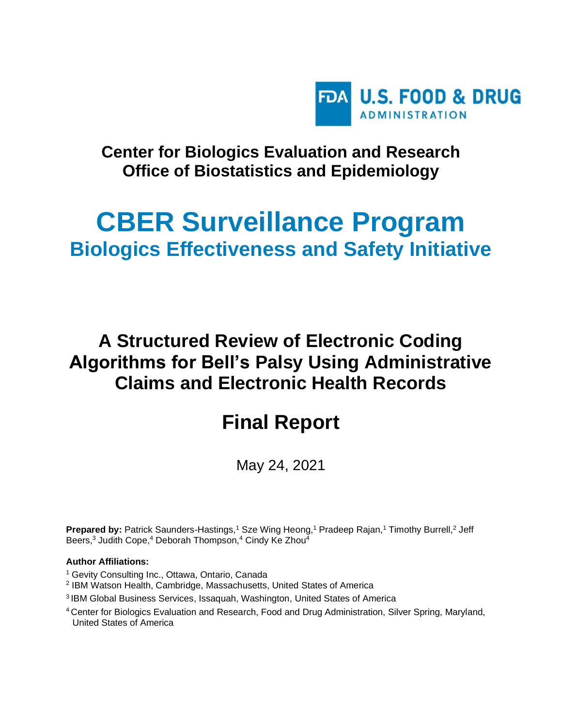FDA U.S. FOOD & DRUG ADMINISTRATION

**Center for Biologics Evaluation and Research**
**Office of Biostatistics and Epidemiology**

# CBER Surveillance Program

## Biologics Effectiveness and Safety Initiative

# A Structured Review of Electronic Coding Algorithms for Bell's Palsy Using Administrative Claims and Electronic Health Records

# Final Report

May 24, 2021

**Prepared by:** Patrick Saunders-Hastings,[1] Sze Wing Heong,[1] Pradeep Rajan,[1] Timothy Burrell,[2] Jeff Beers,[3] Judith Cope,[4] Deborah Thompson,[4] Cindy Ke Zhou[4]

**Author Affiliations:**

[1] Gevity Consulting Inc., Ottawa, Ontario, Canada

[2] IBM Watson Health, Cambridge, Massachusetts, United States of America

[3] IBM Global Business Services, Issaquah, Washington, United States of America

[4] Center for Biologics Evaluation and Research, Food and Drug Administration, Silver Spring, Maryland, United States of America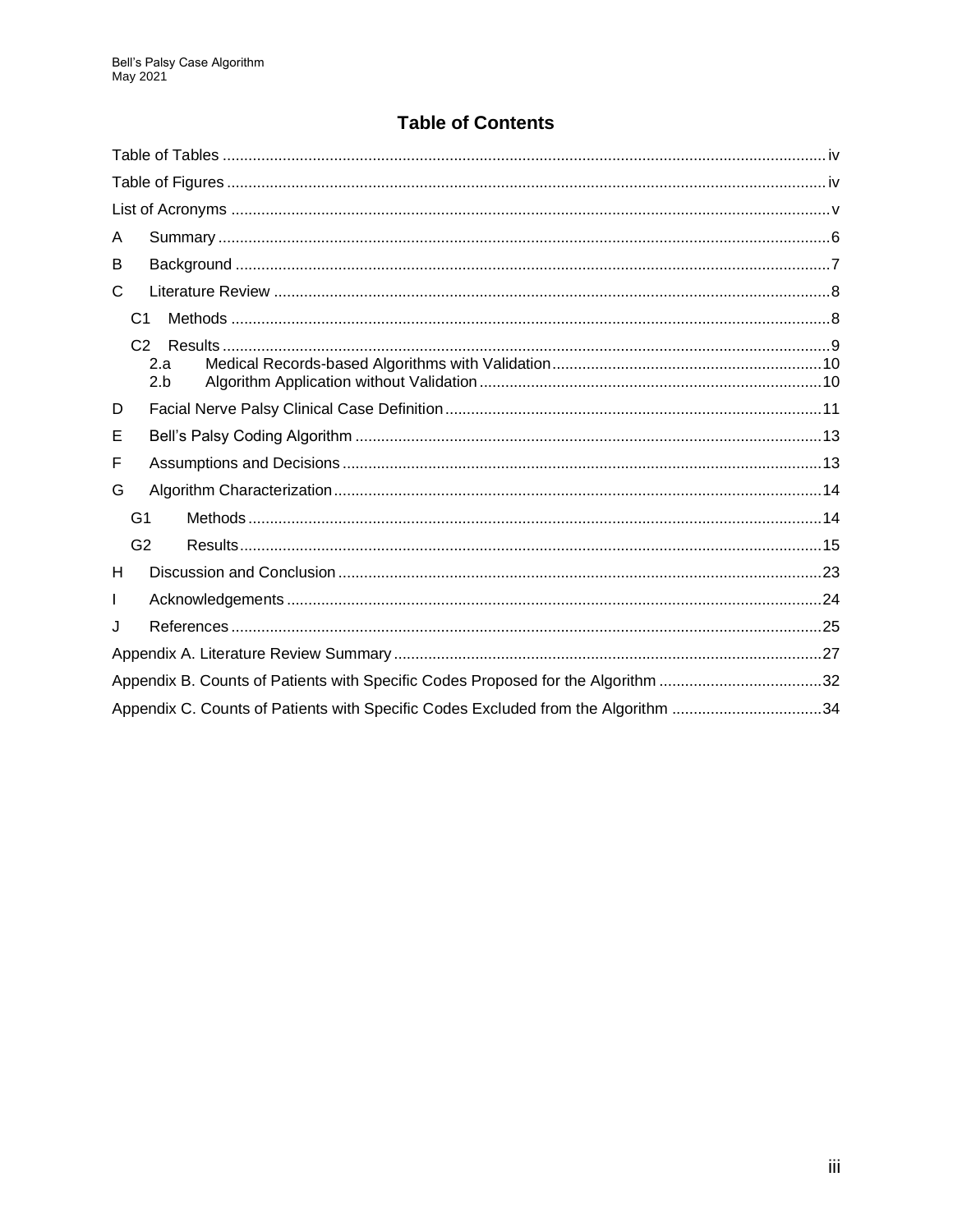# Table of Contents

Table of Tables ........ iv

Table of Figures ........ iv

List of Acronyms ........ v

A Summary ........ 6

B Background ........ 7

C Literature Review ........ 8

- C1 Methods ........ 8
- C2 Results ........ 9
  - 2.a Medical Records-based Algorithms with Validation ........ 10
  - 2.b Algorithm Application without Validation ........ 10

D Facial Nerve Palsy Clinical Case Definition ........ 11

E Bell's Palsy Coding Algorithm ........ 13

F Assumptions and Decisions ........ 13

G Algorithm Characterization ........ 14

- G1 Methods ........ 14
- G2 Results ........ 15

H Discussion and Conclusion ........ 23

I Acknowledgements ........ 24

J References ........ 25

Appendix A. Literature Review Summary ........ 27

Appendix B. Counts of Patients with Specific Codes Proposed for the Algorithm ........ 32

Appendix C. Counts of Patients with Specific Codes Excluded from the Algorithm ........ 34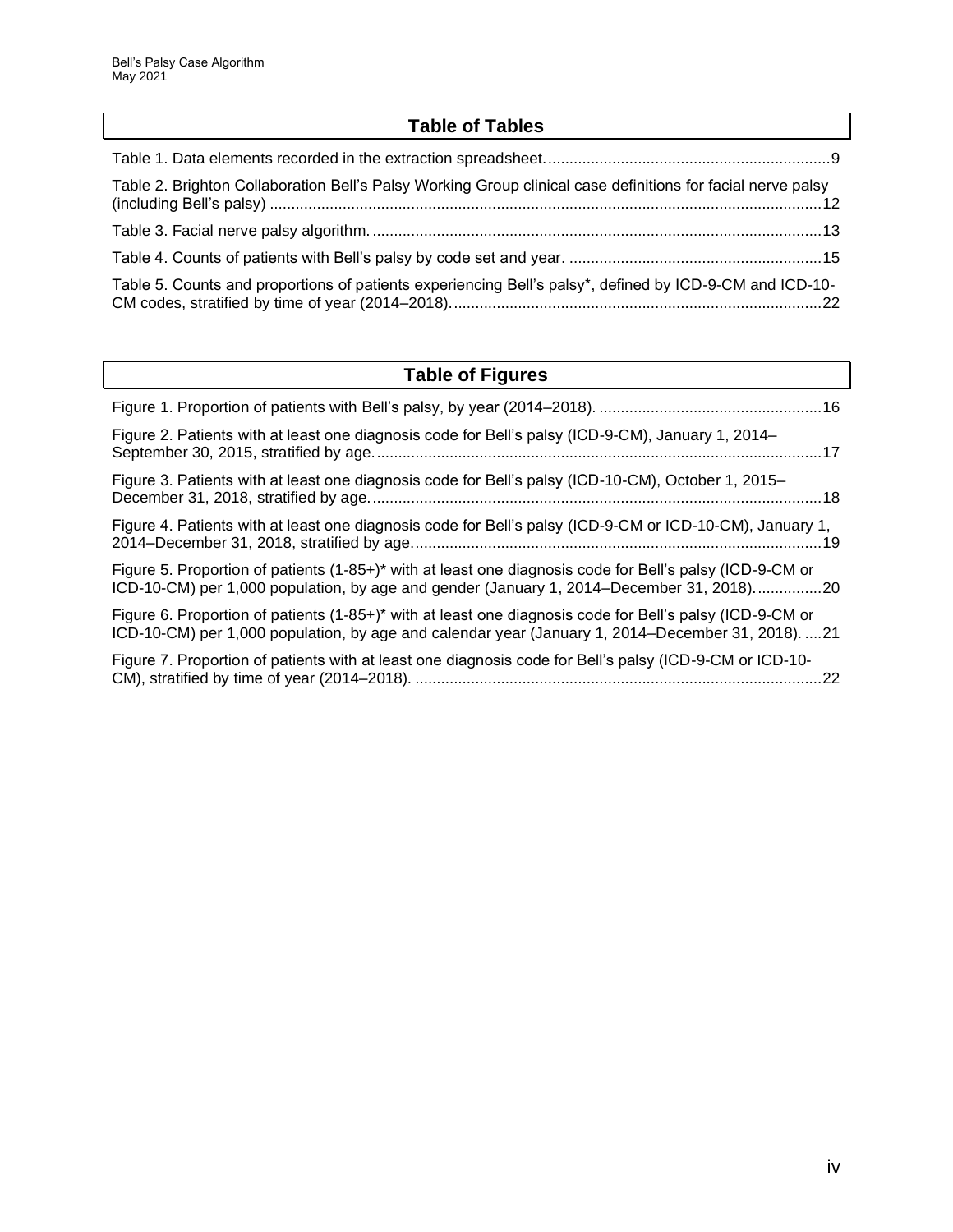## Table of Tables

Table 1. Data elements recorded in the extraction spreadsheet. ....................................................................9

Table 2. Brighton Collaboration Bell's Palsy Working Group clinical case definitions for facial nerve palsy (including Bell's palsy) ......................................................................................................................12

Table 3. Facial nerve palsy algorithm. ..........................................................................................................13

Table 4. Counts of patients with Bell's palsy by code set and year. ............................................................15

Table 5. Counts and proportions of patients experiencing Bell's palsy*, defined by ICD-9-CM and ICD-10-CM codes, stratified by time of year (2014–2018). ......................................................................................22

## Table of Figures

Figure 1. Proportion of patients with Bell's palsy, by year (2014–2018). .....................................................16

Figure 2. Patients with at least one diagnosis code for Bell's palsy (ICD-9-CM), January 1, 2014–September 30, 2015, stratified by age. ........................................................................................................17

Figure 3. Patients with at least one diagnosis code for Bell's palsy (ICD-10-CM), October 1, 2015–December 31, 2018, stratified by age. .........................................................................................................18

Figure 4. Patients with at least one diagnosis code for Bell's palsy (ICD-9-CM or ICD-10-CM), January 1, 2014–December 31, 2018, stratified by age. ...............................................................................................19

Figure 5. Proportion of patients (1-85+)* with at least one diagnosis code for Bell's palsy (ICD-9-CM or ICD-10-CM) per 1,000 population, by age and gender (January 1, 2014–December 31, 2018). ...............20

Figure 6. Proportion of patients (1-85+)* with at least one diagnosis code for Bell's palsy (ICD-9-CM or ICD-10-CM) per 1,000 population, by age and calendar year (January 1, 2014–December 31, 2018). ....21

Figure 7. Proportion of patients with at least one diagnosis code for Bell's palsy (ICD-9-CM or ICD-10-CM), stratified by time of year (2014–2018). ...............................................................................................22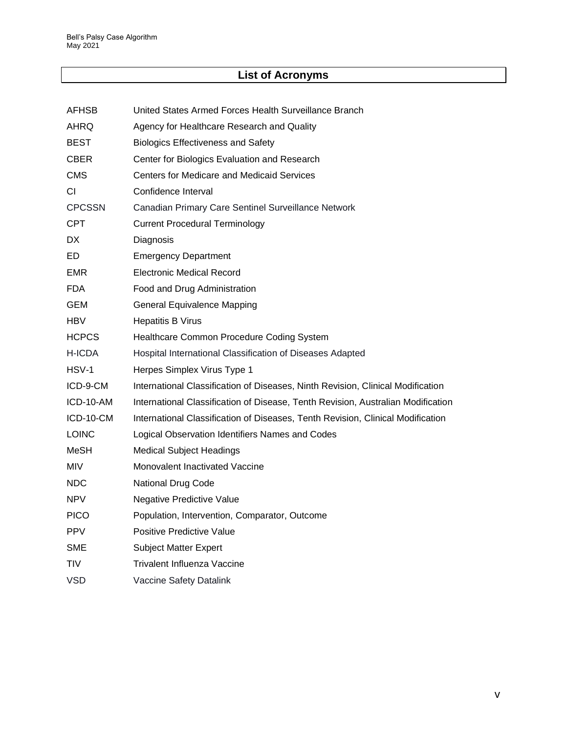## List of Acronyms

| | |
|---|---|
| AFHSB | United States Armed Forces Health Surveillance Branch |
| AHRQ | Agency for Healthcare Research and Quality |
| BEST | Biologics Effectiveness and Safety |
| CBER | Center for Biologics Evaluation and Research |
| CMS | Centers for Medicare and Medicaid Services |
| CI | Confidence Interval |
| CPCSSN | Canadian Primary Care Sentinel Surveillance Network |
| CPT | Current Procedural Terminology |
| DX | Diagnosis |
| ED | Emergency Department |
| EMR | Electronic Medical Record |
| FDA | Food and Drug Administration |
| GEM | General Equivalence Mapping |
| HBV | Hepatitis B Virus |
| HCPCS | Healthcare Common Procedure Coding System |
| H-ICDA | Hospital International Classification of Diseases Adapted |
| HSV-1 | Herpes Simplex Virus Type 1 |
| ICD-9-CM | International Classification of Diseases, Ninth Revision, Clinical Modification |
| ICD-10-AM | International Classification of Disease, Tenth Revision, Australian Modification |
| ICD-10-CM | International Classification of Diseases, Tenth Revision, Clinical Modification |
| LOINC | Logical Observation Identifiers Names and Codes |
| MeSH | Medical Subject Headings |
| MIV | Monovalent Inactivated Vaccine |
| NDC | National Drug Code |
| NPV | Negative Predictive Value |
| PICO | Population, Intervention, Comparator, Outcome |
| PPV | Positive Predictive Value |
| SME | Subject Matter Expert |
| TIV | Trivalent Influenza Vaccine |
| VSD | Vaccine Safety Datalink |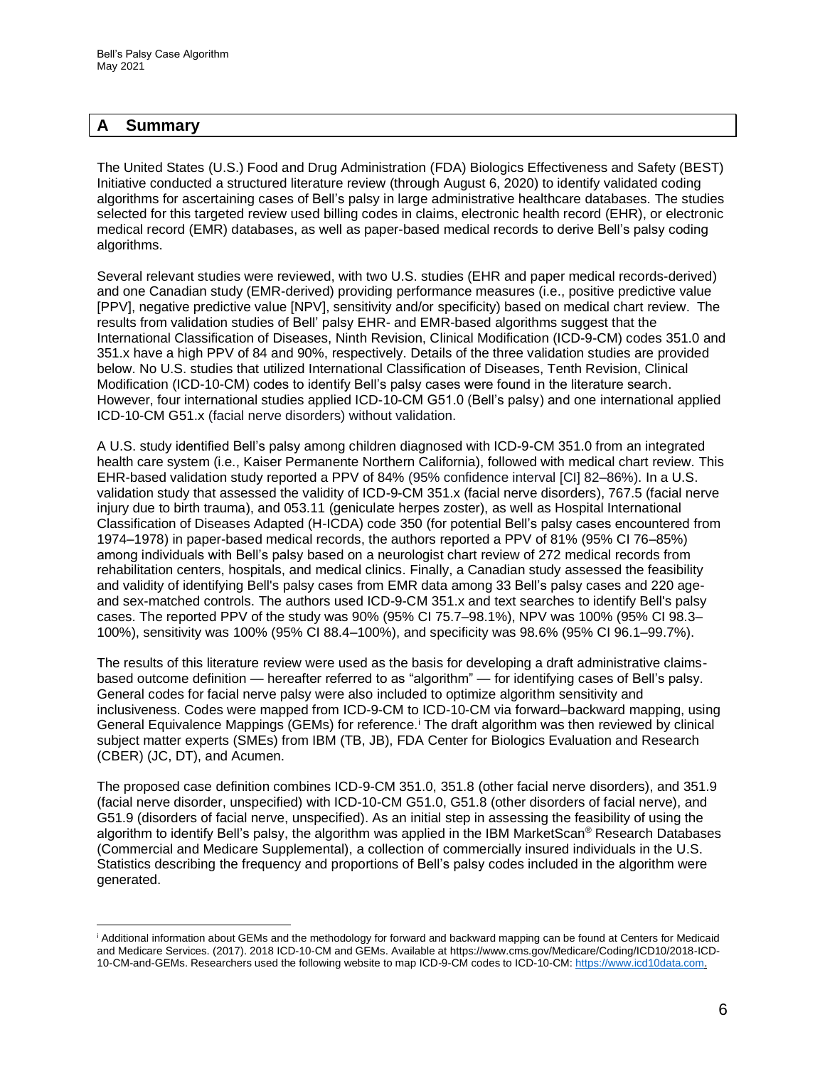## A Summary

The United States (U.S.) Food and Drug Administration (FDA) Biologics Effectiveness and Safety (BEST) Initiative conducted a structured literature review (through August 6, 2020) to identify validated coding algorithms for ascertaining cases of Bell's palsy in large administrative healthcare databases. The studies selected for this targeted review used billing codes in claims, electronic health record (EHR), or electronic medical record (EMR) databases, as well as paper-based medical records to derive Bell's palsy coding algorithms.

Several relevant studies were reviewed, with two U.S. studies (EHR and paper medical records-derived) and one Canadian study (EMR-derived) providing performance measures (i.e., positive predictive value [PPV], negative predictive value [NPV], sensitivity and/or specificity) based on medical chart review. The results from validation studies of Bell' palsy EHR- and EMR-based algorithms suggest that the International Classification of Diseases, Ninth Revision, Clinical Modification (ICD-9-CM) codes 351.0 and 351.x have a high PPV of 84 and 90%, respectively. Details of the three validation studies are provided below. No U.S. studies that utilized International Classification of Diseases, Tenth Revision, Clinical Modification (ICD-10-CM) codes to identify Bell's palsy cases were found in the literature search. However, four international studies applied ICD-10-CM G51.0 (Bell's palsy) and one international applied ICD-10-CM G51.x (facial nerve disorders) without validation.

A U.S. study identified Bell's palsy among children diagnosed with ICD-9-CM 351.0 from an integrated health care system (i.e., Kaiser Permanente Northern California), followed with medical chart review. This EHR-based validation study reported a PPV of 84% (95% confidence interval [CI] 82–86%). In a U.S. validation study that assessed the validity of ICD-9-CM 351.x (facial nerve disorders), 767.5 (facial nerve injury due to birth trauma), and 053.11 (geniculate herpes zoster), as well as Hospital International Classification of Diseases Adapted (H-ICDA) code 350 (for potential Bell's palsy cases encountered from 1974–1978) in paper-based medical records, the authors reported a PPV of 81% (95% CI 76–85%) among individuals with Bell's palsy based on a neurologist chart review of 272 medical records from rehabilitation centers, hospitals, and medical clinics. Finally, a Canadian study assessed the feasibility and validity of identifying Bell's palsy cases from EMR data among 33 Bell's palsy cases and 220 age- and sex-matched controls. The authors used ICD-9-CM 351.x and text searches to identify Bell's palsy cases. The reported PPV of the study was 90% (95% CI 75.7–98.1%), NPV was 100% (95% CI 98.3–100%), sensitivity was 100% (95% CI 88.4–100%), and specificity was 98.6% (95% CI 96.1–99.7%).

The results of this literature review were used as the basis for developing a draft administrative claims-based outcome definition — hereafter referred to as "algorithm" — for identifying cases of Bell's palsy. General codes for facial nerve palsy were also included to optimize algorithm sensitivity and inclusiveness. Codes were mapped from ICD-9-CM to ICD-10-CM via forward–backward mapping, using General Equivalence Mappings (GEMs) for reference.[i] The draft algorithm was then reviewed by clinical subject matter experts (SMEs) from IBM (TB, JB), FDA Center for Biologics Evaluation and Research (CBER) (JC, DT), and Acumen.

The proposed case definition combines ICD-9-CM 351.0, 351.8 (other facial nerve disorders), and 351.9 (facial nerve disorder, unspecified) with ICD-10-CM G51.0, G51.8 (other disorders of facial nerve), and G51.9 (disorders of facial nerve, unspecified). As an initial step in assessing the feasibility of using the algorithm to identify Bell's palsy, the algorithm was applied in the IBM MarketScan® Research Databases (Commercial and Medicare Supplemental), a collection of commercially insured individuals in the U.S. Statistics describing the frequency and proportions of Bell's palsy codes included in the algorithm were generated.

---

[i] Additional information about GEMs and the methodology for forward and backward mapping can be found at Centers for Medicaid and Medicare Services. (2017). 2018 ICD-10-CM and GEMs. Available at https://www.cms.gov/Medicare/Coding/ICD10/2018-ICD-10-CM-and-GEMs. Researchers used the following website to map ICD-9-CM codes to ICD-10-CM: [https://www.icd10data.com](https://www.icd10data.com).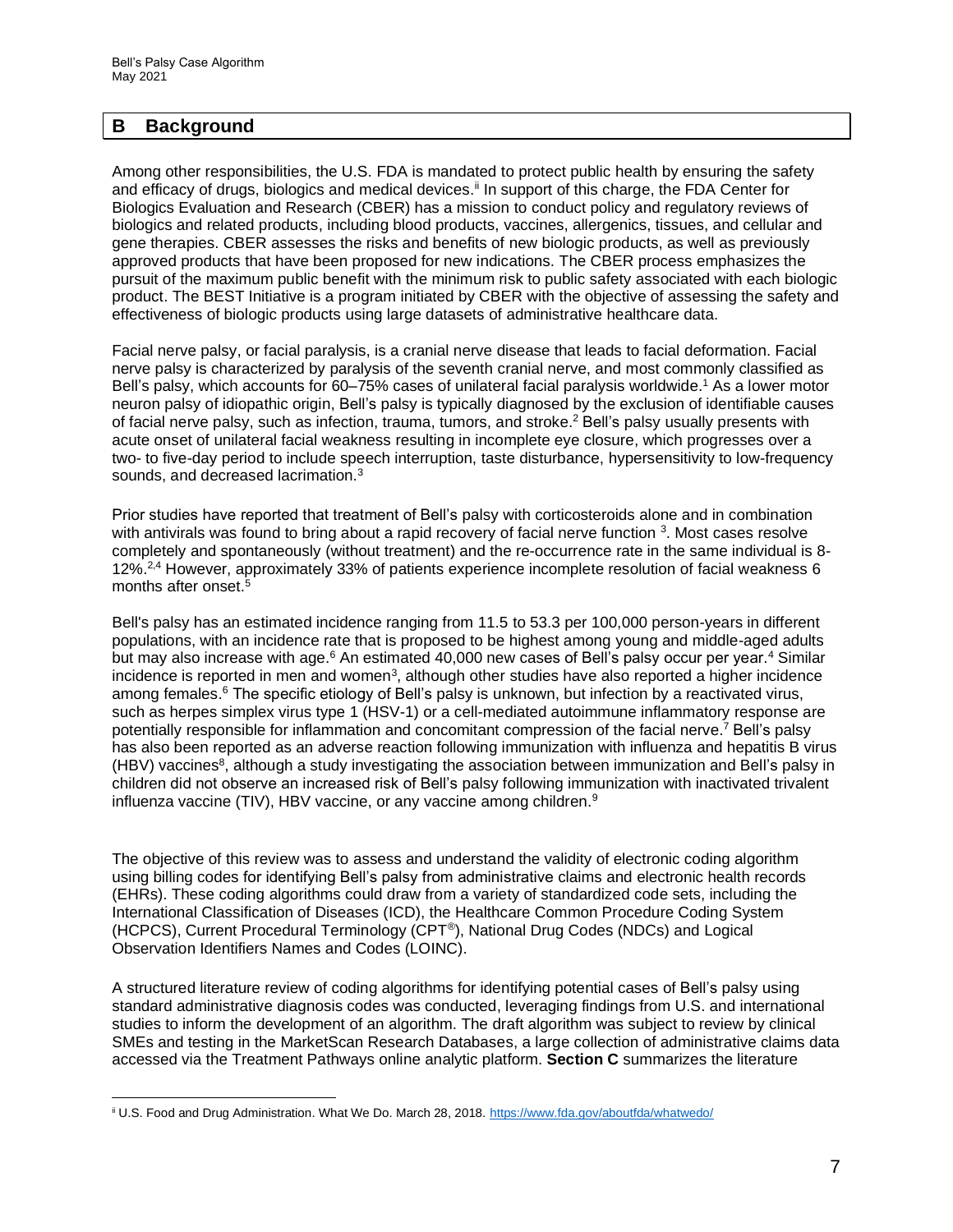## B Background

Among other responsibilities, the U.S. FDA is mandated to protect public health by ensuring the safety and efficacy of drugs, biologics and medical devices.[ii] In support of this charge, the FDA Center for Biologics Evaluation and Research (CBER) has a mission to conduct policy and regulatory reviews of biologics and related products, including blood products, vaccines, allergenics, tissues, and cellular and gene therapies. CBER assesses the risks and benefits of new biologic products, as well as previously approved products that have been proposed for new indications. The CBER process emphasizes the pursuit of the maximum public benefit with the minimum risk to public safety associated with each biologic product. The BEST Initiative is a program initiated by CBER with the objective of assessing the safety and effectiveness of biologic products using large datasets of administrative healthcare data.

Facial nerve palsy, or facial paralysis, is a cranial nerve disease that leads to facial deformation. Facial nerve palsy is characterized by paralysis of the seventh cranial nerve, and most commonly classified as Bell's palsy, which accounts for 60–75% cases of unilateral facial paralysis worldwide.[1] As a lower motor neuron palsy of idiopathic origin, Bell's palsy is typically diagnosed by the exclusion of identifiable causes of facial nerve palsy, such as infection, trauma, tumors, and stroke.[2] Bell's palsy usually presents with acute onset of unilateral facial weakness resulting in incomplete eye closure, which progresses over a two- to five-day period to include speech interruption, taste disturbance, hypersensitivity to low-frequency sounds, and decreased lacrimation.[3]

Prior studies have reported that treatment of Bell's palsy with corticosteroids alone and in combination with antivirals was found to bring about a rapid recovery of facial nerve function [3]. Most cases resolve completely and spontaneously (without treatment) and the re-occurrence rate in the same individual is 8-12%.[2,4] However, approximately 33% of patients experience incomplete resolution of facial weakness 6 months after onset.[5]

Bell's palsy has an estimated incidence ranging from 11.5 to 53.3 per 100,000 person-years in different populations, with an incidence rate that is proposed to be highest among young and middle-aged adults but may also increase with age.[6] An estimated 40,000 new cases of Bell's palsy occur per year.[4] Similar incidence is reported in men and women[3], although other studies have also reported a higher incidence among females.[6] The specific etiology of Bell's palsy is unknown, but infection by a reactivated virus, such as herpes simplex virus type 1 (HSV-1) or a cell-mediated autoimmune inflammatory response are potentially responsible for inflammation and concomitant compression of the facial nerve.[7] Bell's palsy has also been reported as an adverse reaction following immunization with influenza and hepatitis B virus (HBV) vaccines[8], although a study investigating the association between immunization and Bell's palsy in children did not observe an increased risk of Bell's palsy following immunization with inactivated trivalent influenza vaccine (TIV), HBV vaccine, or any vaccine among children.[9]

The objective of this review was to assess and understand the validity of electronic coding algorithm using billing codes for identifying Bell's palsy from administrative claims and electronic health records (EHRs). These coding algorithms could draw from a variety of standardized code sets, including the International Classification of Diseases (ICD), the Healthcare Common Procedure Coding System (HCPCS), Current Procedural Terminology (CPT®), National Drug Codes (NDCs) and Logical Observation Identifiers Names and Codes (LOINC).

A structured literature review of coding algorithms for identifying potential cases of Bell's palsy using standard administrative diagnosis codes was conducted, leveraging findings from U.S. and international studies to inform the development of an algorithm. The draft algorithm was subject to review by clinical SMEs and testing in the MarketScan Research Databases, a large collection of administrative claims data accessed via the Treatment Pathways online analytic platform. **Section C** summarizes the literature

---

[ii] U.S. Food and Drug Administration. What We Do. March 28, 2018. https://www.fda.gov/aboutfda/whatwedo/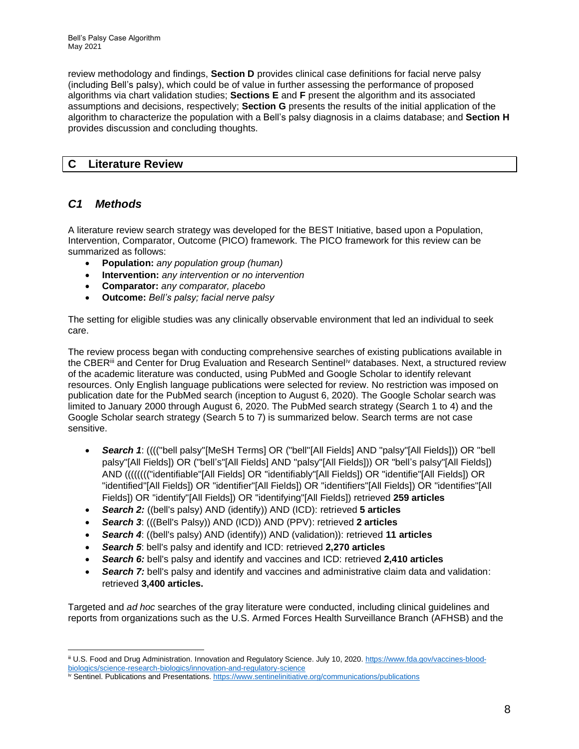review methodology and findings, **Section D** provides clinical case definitions for facial nerve palsy (including Bell's palsy), which could be of value in further assessing the performance of proposed algorithms via chart validation studies; **Sections E** and **F** present the algorithm and its associated assumptions and decisions, respectively; **Section G** presents the results of the initial application of the algorithm to characterize the population with a Bell's palsy diagnosis in a claims database; and **Section H** provides discussion and concluding thoughts.

# C Literature Review

## *C1 Methods*

A literature review search strategy was developed for the BEST Initiative, based upon a Population, Intervention, Comparator, Outcome (PICO) framework. The PICO framework for this review can be summarized as follows:

- **Population:** *any population group (human)*
- **Intervention:** *any intervention or no intervention*
- **Comparator:** *any comparator, placebo*
- **Outcome:** *Bell's palsy; facial nerve palsy*

The setting for eligible studies was any clinically observable environment that led an individual to seek care.

The review process began with conducting comprehensive searches of existing publications available in the CBER[iii] and Center for Drug Evaluation and Research Sentinel[iv] databases. Next, a structured review of the academic literature was conducted, using PubMed and Google Scholar to identify relevant resources. Only English language publications were selected for review. No restriction was imposed on publication date for the PubMed search (inception to August 6, 2020). The Google Scholar search was limited to January 2000 through August 6, 2020. The PubMed search strategy (Search 1 to 4) and the Google Scholar search strategy (Search 5 to 7) is summarized below. Search terms are not case sensitive.

- ***Search 1***: (((("bell palsy"[MeSH Terms] OR ("bell"[All Fields] AND "palsy"[All Fields])) OR "bell palsy"[All Fields]) OR ("bell's"[All Fields] AND "palsy"[All Fields])) OR "bell's palsy"[All Fields]) AND ((((((("identifiable"[All Fields] OR "identifiably"[All Fields]) OR "identifie"[All Fields]) OR "identified"[All Fields]) OR "identifier"[All Fields]) OR "identifiers"[All Fields]) OR "identifies"[All Fields]) OR "identify"[All Fields]) OR "identifying"[All Fields]) retrieved **259 articles**
- ***Search 2:*** ((bell's palsy) AND (identify)) AND (ICD): retrieved **5 articles**
- ***Search 3***: (((Bell's Palsy)) AND (ICD)) AND (PPV): retrieved **2 articles**
- ***Search 4***: ((bell's palsy) AND (identify)) AND (validation)): retrieved **11 articles**
- ***Search 5***: bell's palsy and identify and ICD: retrieved **2,270 articles**
- ***Search 6:*** bell's palsy and identify and vaccines and ICD: retrieved **2,410 articles**
- ***Search 7:*** bell's palsy and identify and vaccines and administrative claim data and validation: retrieved **3,400 articles.**

Targeted and *ad hoc* searches of the gray literature were conducted, including clinical guidelines and reports from organizations such as the U.S. Armed Forces Health Surveillance Branch (AFHSB) and the

---

[iii] U.S. Food and Drug Administration. Innovation and Regulatory Science. July 10, 2020. https://www.fda.gov/vaccines-blood-biologics/science-research-biologics/innovation-and-regulatory-science

[iv] Sentinel. Publications and Presentations. https://www.sentinelinitiative.org/communications/publications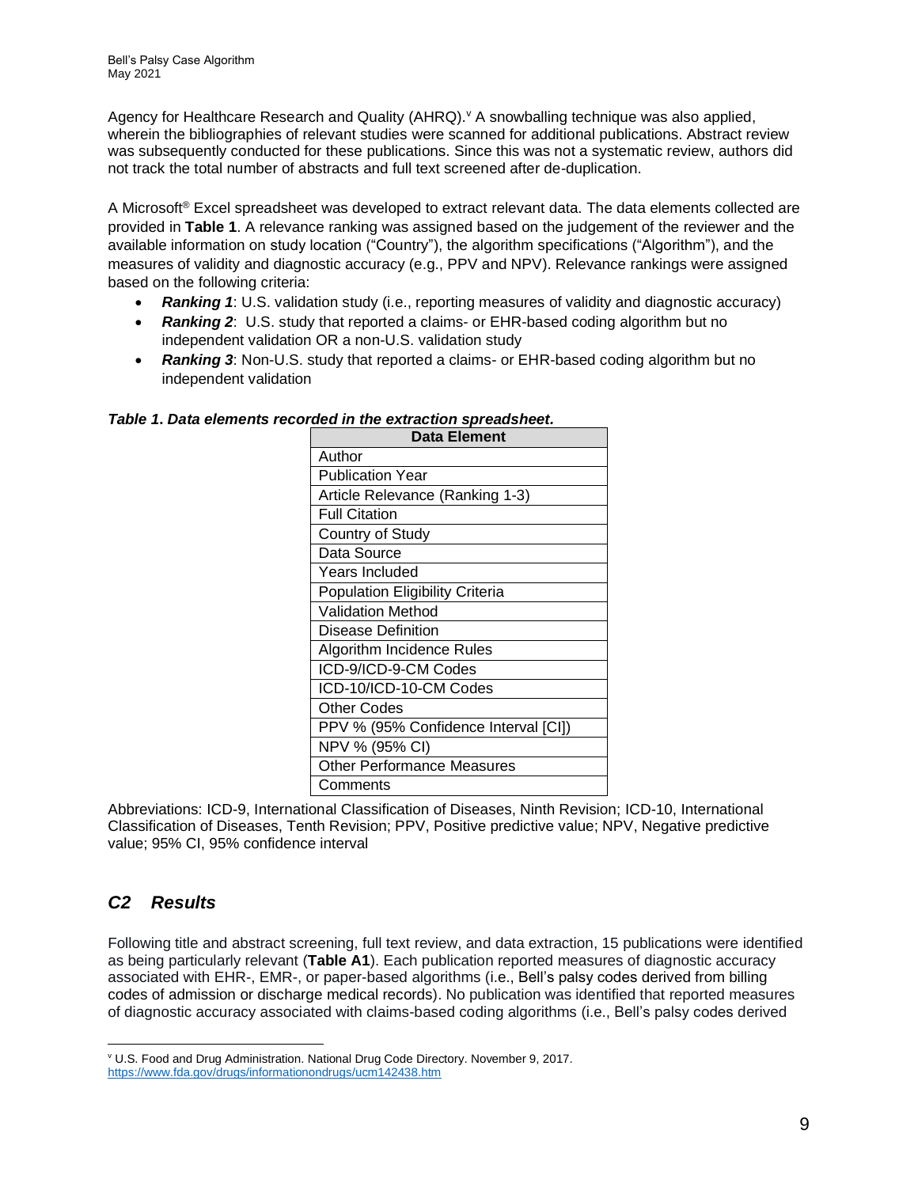Agency for Healthcare Research and Quality (AHRQ).[v] A snowballing technique was also applied, wherein the bibliographies of relevant studies were scanned for additional publications. Abstract review was subsequently conducted for these publications. Since this was not a systematic review, authors did not track the total number of abstracts and full text screened after de-duplication.

A Microsoft® Excel spreadsheet was developed to extract relevant data. The data elements collected are provided in **Table 1**. A relevance ranking was assigned based on the judgement of the reviewer and the available information on study location ("Country"), the algorithm specifications ("Algorithm"), and the measures of validity and diagnostic accuracy (e.g., PPV and NPV). Relevance rankings were assigned based on the following criteria:

- ***Ranking 1***: U.S. validation study (i.e., reporting measures of validity and diagnostic accuracy)
- ***Ranking 2***: U.S. study that reported a claims- or EHR-based coding algorithm but no independent validation OR a non-U.S. validation study
- ***Ranking 3***: Non-U.S. study that reported a claims- or EHR-based coding algorithm but no independent validation

***Table 1. Data elements recorded in the extraction spreadsheet.***

| Data Element |
|---|
| Author |
| Publication Year |
| Article Relevance (Ranking 1-3) |
| Full Citation |
| Country of Study |
| Data Source |
| Years Included |
| Population Eligibility Criteria |
| Validation Method |
| Disease Definition |
| Algorithm Incidence Rules |
| ICD-9/ICD-9-CM Codes |
| ICD-10/ICD-10-CM Codes |
| Other Codes |
| PPV % (95% Confidence Interval [CI]) |
| NPV % (95% CI) |
| Other Performance Measures |
| Comments |

Abbreviations: ICD-9, International Classification of Diseases, Ninth Revision; ICD-10, International Classification of Diseases, Tenth Revision; PPV, Positive predictive value; NPV, Negative predictive value; 95% CI, 95% confidence interval

## *C2 Results*

Following title and abstract screening, full text review, and data extraction, 15 publications were identified as being particularly relevant (**Table A1**). Each publication reported measures of diagnostic accuracy associated with EHR-, EMR-, or paper-based algorithms (i.e., Bell's palsy codes derived from billing codes of admission or discharge medical records). No publication was identified that reported measures of diagnostic accuracy associated with claims-based coding algorithms (i.e., Bell's palsy codes derived

[v] U.S. Food and Drug Administration. National Drug Code Directory. November 9, 2017. https://www.fda.gov/drugs/informationondrugs/ucm142438.htm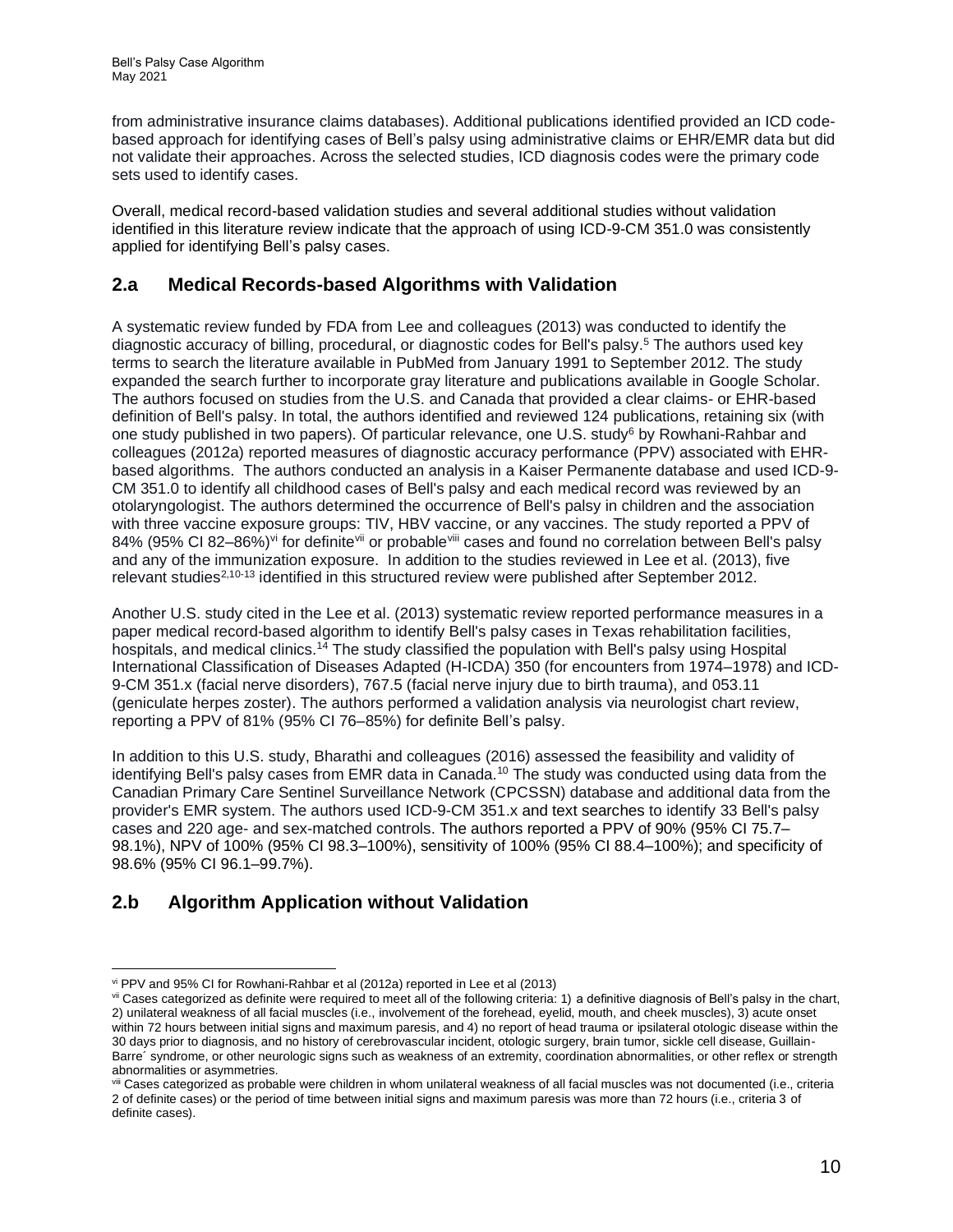from administrative insurance claims databases). Additional publications identified provided an ICD code-based approach for identifying cases of Bell's palsy using administrative claims or EHR/EMR data but did not validate their approaches. Across the selected studies, ICD diagnosis codes were the primary code sets used to identify cases.

Overall, medical record-based validation studies and several additional studies without validation identified in this literature review indicate that the approach of using ICD-9-CM 351.0 was consistently applied for identifying Bell's palsy cases.

## 2.a Medical Records-based Algorithms with Validation

A systematic review funded by FDA from Lee and colleagues (2013) was conducted to identify the diagnostic accuracy of billing, procedural, or diagnostic codes for Bell's palsy.[5] The authors used key terms to search the literature available in PubMed from January 1991 to September 2012. The study expanded the search further to incorporate gray literature and publications available in Google Scholar. The authors focused on studies from the U.S. and Canada that provided a clear claims- or EHR-based definition of Bell's palsy. In total, the authors identified and reviewed 124 publications, retaining six (with one study published in two papers). Of particular relevance, one U.S. study[6] by Rowhani-Rahbar and colleagues (2012a) reported measures of diagnostic accuracy performance (PPV) associated with EHR-based algorithms. The authors conducted an analysis in a Kaiser Permanente database and used ICD-9-CM 351.0 to identify all childhood cases of Bell's palsy and each medical record was reviewed by an otolaryngologist. The authors determined the occurrence of Bell's palsy in children and the association with three vaccine exposure groups: TIV, HBV vaccine, or any vaccines. The study reported a PPV of 84% (95% CI 82–86%)[vi] for definite[vii] or probable[viii] cases and found no correlation between Bell's palsy and any of the immunization exposure. In addition to the studies reviewed in Lee et al. (2013), five relevant studies[2,10-13] identified in this structured review were published after September 2012.

Another U.S. study cited in the Lee et al. (2013) systematic review reported performance measures in a paper medical record-based algorithm to identify Bell's palsy cases in Texas rehabilitation facilities, hospitals, and medical clinics.[14] The study classified the population with Bell's palsy using Hospital International Classification of Diseases Adapted (H-ICDA) 350 (for encounters from 1974–1978) and ICD-9-CM 351.x (facial nerve disorders), 767.5 (facial nerve injury due to birth trauma), and 053.11 (geniculate herpes zoster). The authors performed a validation analysis via neurologist chart review, reporting a PPV of 81% (95% CI 76–85%) for definite Bell's palsy.

In addition to this U.S. study, Bharathi and colleagues (2016) assessed the feasibility and validity of identifying Bell's palsy cases from EMR data in Canada.[10] The study was conducted using data from the Canadian Primary Care Sentinel Surveillance Network (CPCSSN) database and additional data from the provider's EMR system. The authors used ICD-9-CM 351.x and text searches to identify 33 Bell's palsy cases and 220 age- and sex-matched controls. The authors reported a PPV of 90% (95% CI 75.7–98.1%), NPV of 100% (95% CI 98.3–100%), sensitivity of 100% (95% CI 88.4–100%); and specificity of 98.6% (95% CI 96.1–99.7%).

## 2.b Algorithm Application without Validation

---

[vi] PPV and 95% CI for Rowhani-Rahbar et al (2012a) reported in Lee et al (2013)

[vii] Cases categorized as definite were required to meet all of the following criteria: 1) a definitive diagnosis of Bell's palsy in the chart, 2) unilateral weakness of all facial muscles (i.e., involvement of the forehead, eyelid, mouth, and cheek muscles), 3) acute onset within 72 hours between initial signs and maximum paresis, and 4) no report of head trauma or ipsilateral otologic disease within the 30 days prior to diagnosis, and no history of cerebrovascular incident, otologic surgery, brain tumor, sickle cell disease, Guillain-Barre´ syndrome, or other neurologic signs such as weakness of an extremity, coordination abnormalities, or other reflex or strength abnormalities or asymmetries.

[viii] Cases categorized as probable were children in whom unilateral weakness of all facial muscles was not documented (i.e., criteria 2 of definite cases) or the period of time between initial signs and maximum paresis was more than 72 hours (i.e., criteria 3 of definite cases).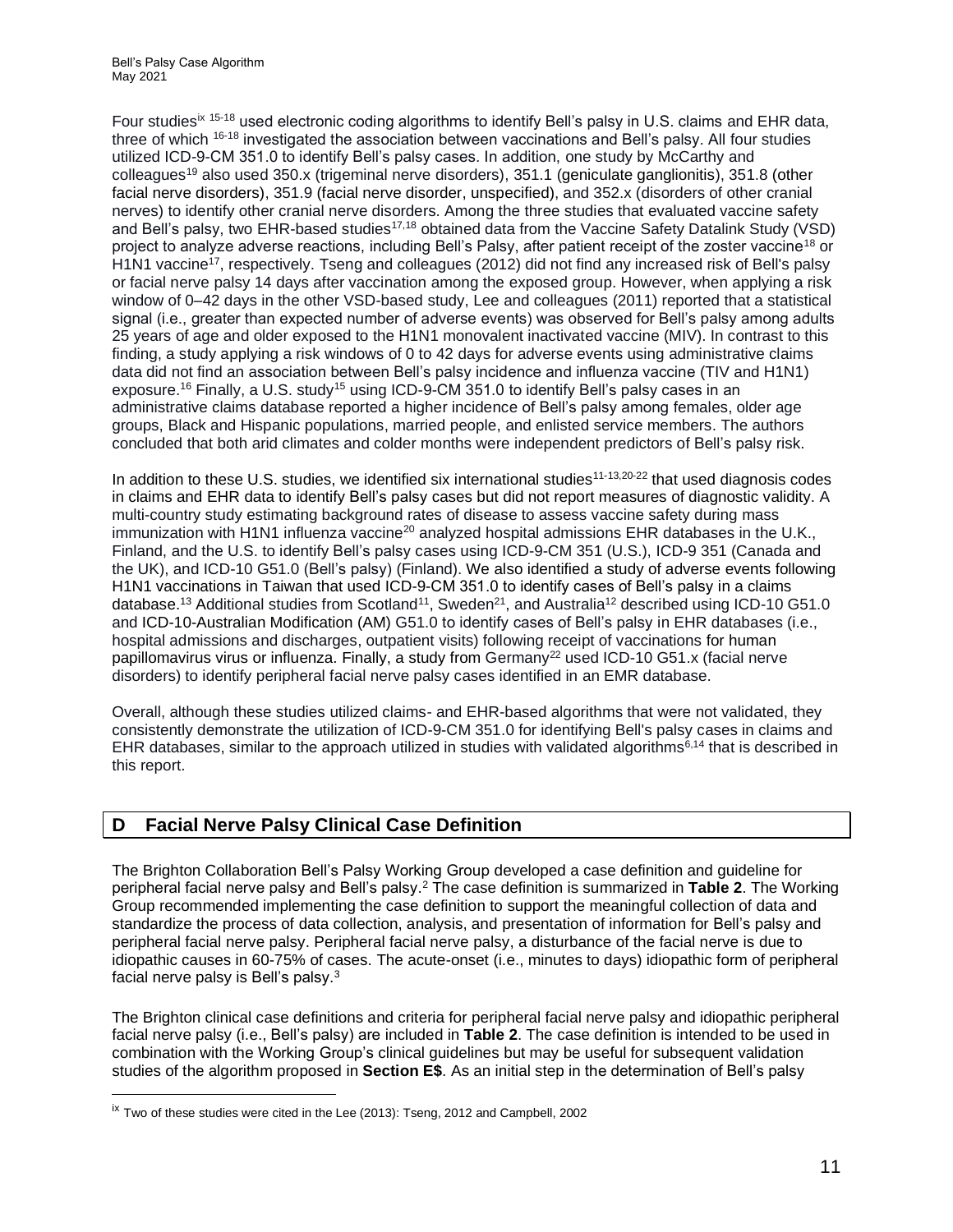Four studies[ix] [15-18] used electronic coding algorithms to identify Bell's palsy in U.S. claims and EHR data, three of which [16-18] investigated the association between vaccinations and Bell's palsy. All four studies utilized ICD-9-CM 351.0 to identify Bell's palsy cases. In addition, one study by McCarthy and colleagues[19] also used 350.x (trigeminal nerve disorders), 351.1 (geniculate ganglionitis), 351.8 (other facial nerve disorders), 351.9 (facial nerve disorder, unspecified), and 352.x (disorders of other cranial nerves) to identify other cranial nerve disorders. Among the three studies that evaluated vaccine safety and Bell's palsy, two EHR-based studies[17,18] obtained data from the Vaccine Safety Datalink Study (VSD) project to analyze adverse reactions, including Bell's Palsy, after patient receipt of the zoster vaccine[18] or H1N1 vaccine[17], respectively. Tseng and colleagues (2012) did not find any increased risk of Bell's palsy or facial nerve palsy 14 days after vaccination among the exposed group. However, when applying a risk window of 0–42 days in the other VSD-based study, Lee and colleagues (2011) reported that a statistical signal (i.e., greater than expected number of adverse events) was observed for Bell's palsy among adults 25 years of age and older exposed to the H1N1 monovalent inactivated vaccine (MIV). In contrast to this finding, a study applying a risk windows of 0 to 42 days for adverse events using administrative claims data did not find an association between Bell's palsy incidence and influenza vaccine (TIV and H1N1) exposure.[16] Finally, a U.S. study[15] using ICD-9-CM 351.0 to identify Bell's palsy cases in an administrative claims database reported a higher incidence of Bell's palsy among females, older age groups, Black and Hispanic populations, married people, and enlisted service members. The authors concluded that both arid climates and colder months were independent predictors of Bell's palsy risk.

In addition to these U.S. studies, we identified six international studies[11-13,20-22] that used diagnosis codes in claims and EHR data to identify Bell's palsy cases but did not report measures of diagnostic validity. A multi-country study estimating background rates of disease to assess vaccine safety during mass immunization with H1N1 influenza vaccine[20] analyzed hospital admissions EHR databases in the U.K., Finland, and the U.S. to identify Bell's palsy cases using ICD-9-CM 351 (U.S.), ICD-9 351 (Canada and the UK), and ICD-10 G51.0 (Bell's palsy) (Finland). We also identified a study of adverse events following H1N1 vaccinations in Taiwan that used ICD-9-CM 351.0 to identify cases of Bell's palsy in a claims database.[13] Additional studies from Scotland[11], Sweden[21], and Australia[12] described using ICD-10 G51.0 and ICD-10-Australian Modification (AM) G51.0 to identify cases of Bell's palsy in EHR databases (i.e., hospital admissions and discharges, outpatient visits) following receipt of vaccinations for human papillomavirus virus or influenza. Finally, a study from Germany[22] used ICD-10 G51.x (facial nerve disorders) to identify peripheral facial nerve palsy cases identified in an EMR database.

Overall, although these studies utilized claims- and EHR-based algorithms that were not validated, they consistently demonstrate the utilization of ICD-9-CM 351.0 for identifying Bell's palsy cases in claims and EHR databases, similar to the approach utilized in studies with validated algorithms[6,14] that is described in this report.

## D Facial Nerve Palsy Clinical Case Definition

The Brighton Collaboration Bell's Palsy Working Group developed a case definition and guideline for peripheral facial nerve palsy and Bell's palsy.[2] The case definition is summarized in **Table 2**. The Working Group recommended implementing the case definition to support the meaningful collection of data and standardize the process of data collection, analysis, and presentation of information for Bell's palsy and peripheral facial nerve palsy. Peripheral facial nerve palsy, a disturbance of the facial nerve is due to idiopathic causes in 60-75% of cases. The acute-onset (i.e., minutes to days) idiopathic form of peripheral facial nerve palsy is Bell's palsy.[3]

The Brighton clinical case definitions and criteria for peripheral facial nerve palsy and idiopathic peripheral facial nerve palsy (i.e., Bell's palsy) are included in **Table 2**. The case definition is intended to be used in combination with the Working Group's clinical guidelines but may be useful for subsequent validation studies of the algorithm proposed in **Section E$**. As an initial step in the determination of Bell's palsy

[ix] Two of these studies were cited in the Lee (2013): Tseng, 2012 and Campbell, 2002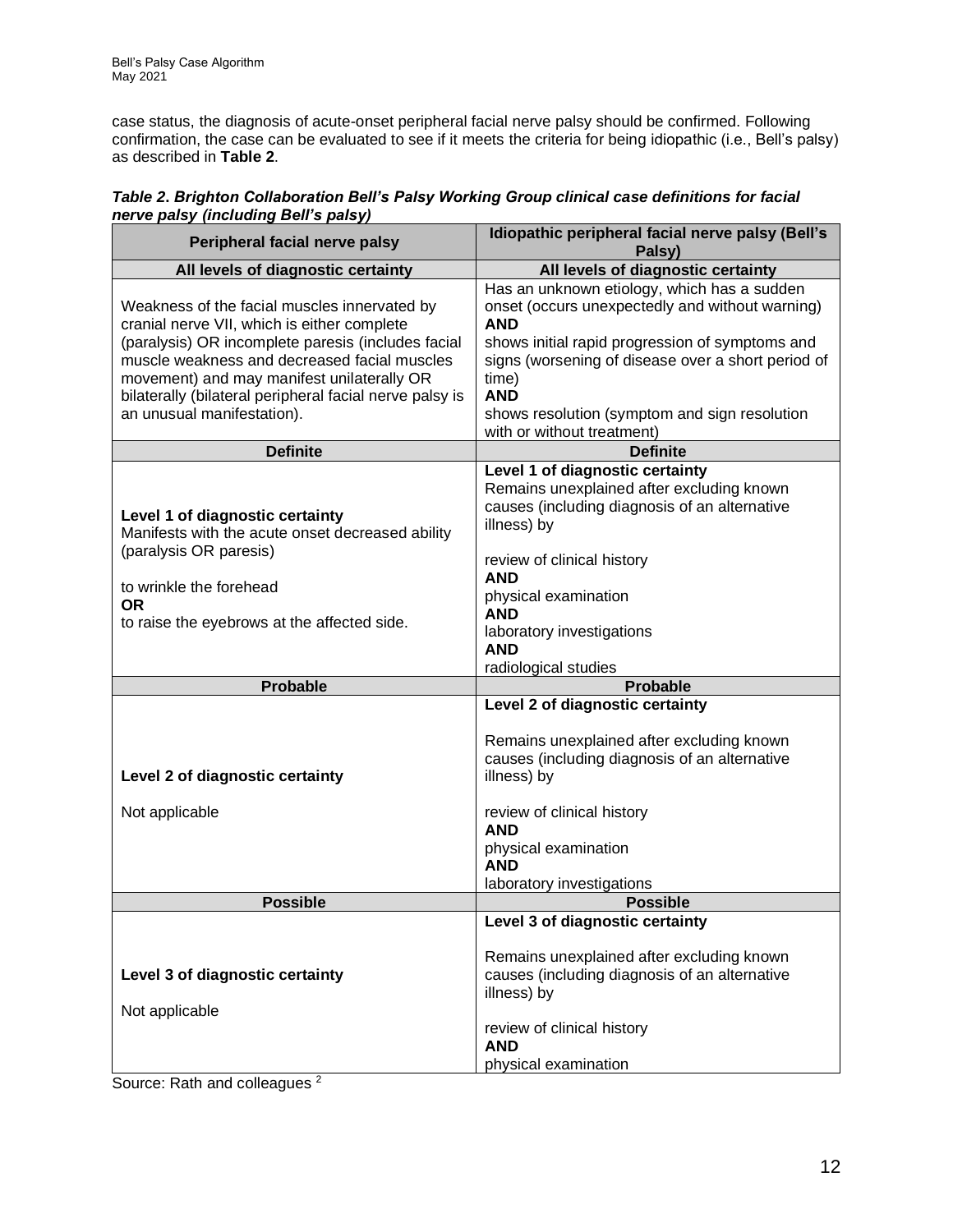case status, the diagnosis of acute-onset peripheral facial nerve palsy should be confirmed. Following confirmation, the case can be evaluated to see if it meets the criteria for being idiopathic (i.e., Bell's palsy) as described in **Table 2**.

***Table 2. Brighton Collaboration Bell's Palsy Working Group clinical case definitions for facial nerve palsy (including Bell's palsy)***

| Peripheral facial nerve palsy | Idiopathic peripheral facial nerve palsy (Bell's Palsy) |
|---|---|
| **All levels of diagnostic certainty** | **All levels of diagnostic certainty** |
| Weakness of the facial muscles innervated by cranial nerve VII, which is either complete (paralysis) OR incomplete paresis (includes facial muscle weakness and decreased facial muscles movement) and may manifest unilaterally OR bilaterally (bilateral peripheral facial nerve palsy is an unusual manifestation). | Has an unknown etiology, which has a sudden onset (occurs unexpectedly and without warning) **AND** shows initial rapid progression of symptoms and signs (worsening of disease over a short period of time) **AND** shows resolution (symptom and sign resolution with or without treatment) |
| **Definite** | **Definite** |
| **Level 1 of diagnostic certainty** Manifests with the acute onset decreased ability (paralysis OR paresis) to wrinkle the forehead **OR** to raise the eyebrows at the affected side. | **Level 1 of diagnostic certainty** Remains unexplained after excluding known causes (including diagnosis of an alternative illness) by review of clinical history **AND** physical examination **AND** laboratory investigations **AND** radiological studies |
| **Probable** | **Probable** |
| **Level 2 of diagnostic certainty** Not applicable | **Level 2 of diagnostic certainty** Remains unexplained after excluding known causes (including diagnosis of an alternative illness) by review of clinical history **AND** physical examination **AND** laboratory investigations |
| **Possible** | **Possible** |
| **Level 3 of diagnostic certainty** Not applicable | **Level 3 of diagnostic certainty** Remains unexplained after excluding known causes (including diagnosis of an alternative illness) by review of clinical history **AND** physical examination |

Source: Rath and colleagues [2]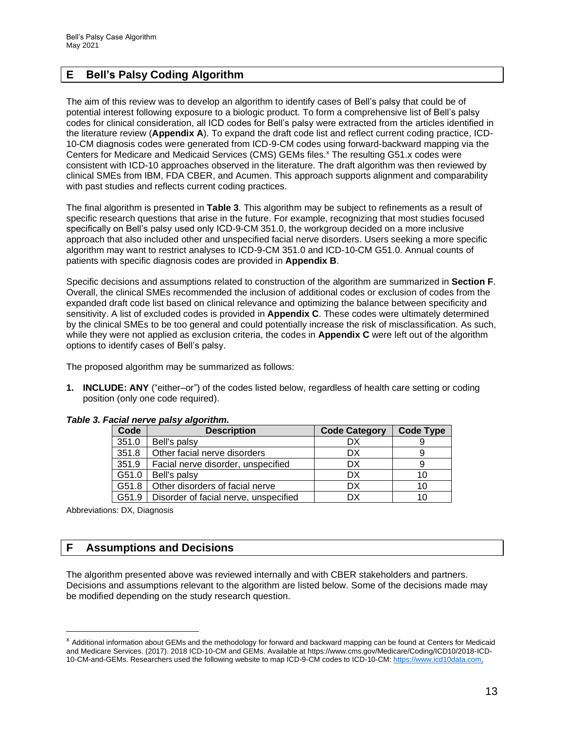## E Bell's Palsy Coding Algorithm

The aim of this review was to develop an algorithm to identify cases of Bell's palsy that could be of potential interest following exposure to a biologic product. To form a comprehensive list of Bell's palsy codes for clinical consideration, all ICD codes for Bell's palsy were extracted from the articles identified in the literature review (**Appendix A**). To expand the draft code list and reflect current coding practice, ICD-10-CM diagnosis codes were generated from ICD-9-CM codes using forward-backward mapping via the Centers for Medicare and Medicaid Services (CMS) GEMs files.[x] The resulting G51.x codes were consistent with ICD-10 approaches observed in the literature. The draft algorithm was then reviewed by clinical SMEs from IBM, FDA CBER, and Acumen. This approach supports alignment and comparability with past studies and reflects current coding practices.

The final algorithm is presented in **Table 3**. This algorithm may be subject to refinements as a result of specific research questions that arise in the future. For example, recognizing that most studies focused specifically on Bell's palsy used only ICD-9-CM 351.0, the workgroup decided on a more inclusive approach that also included other and unspecified facial nerve disorders. Users seeking a more specific algorithm may want to restrict analyses to ICD-9-CM 351.0 and ICD-10-CM G51.0. Annual counts of patients with specific diagnosis codes are provided in **Appendix B**.

Specific decisions and assumptions related to construction of the algorithm are summarized in **Section F**. Overall, the clinical SMEs recommended the inclusion of additional codes or exclusion of codes from the expanded draft code list based on clinical relevance and optimizing the balance between specificity and sensitivity. A list of excluded codes is provided in **Appendix C**. These codes were ultimately determined by the clinical SMEs to be too general and could potentially increase the risk of misclassification. As such, while they were not applied as exclusion criteria, the codes in **Appendix C** were left out of the algorithm options to identify cases of Bell's palsy.

The proposed algorithm may be summarized as follows:

1. **INCLUDE: ANY** ("either–or") of the codes listed below, regardless of health care setting or coding position (only one code required).

***Table 3. Facial nerve palsy algorithm.***

| Code | Description | Code Category | Code Type |
|---|---|---|---|
| 351.0 | Bell's palsy | DX | 9 |
| 351.8 | Other facial nerve disorders | DX | 9 |
| 351.9 | Facial nerve disorder, unspecified | DX | 9 |
| G51.0 | Bell's palsy | DX | 10 |
| G51.8 | Other disorders of facial nerve | DX | 10 |
| G51.9 | Disorder of facial nerve, unspecified | DX | 10 |

Abbreviations: DX, Diagnosis

## F Assumptions and Decisions

The algorithm presented above was reviewed internally and with CBER stakeholders and partners. Decisions and assumptions relevant to the algorithm are listed below. Some of the decisions made may be modified depending on the study research question.

[x] Additional information about GEMs and the methodology for forward and backward mapping can be found at Centers for Medicaid and Medicare Services. (2017). 2018 ICD-10-CM and GEMs. Available at https://www.cms.gov/Medicare/Coding/ICD10/2018-ICD-10-CM-and-GEMs. Researchers used the following website to map ICD-9-CM codes to ICD-10-CM: https://www.icd10data.com.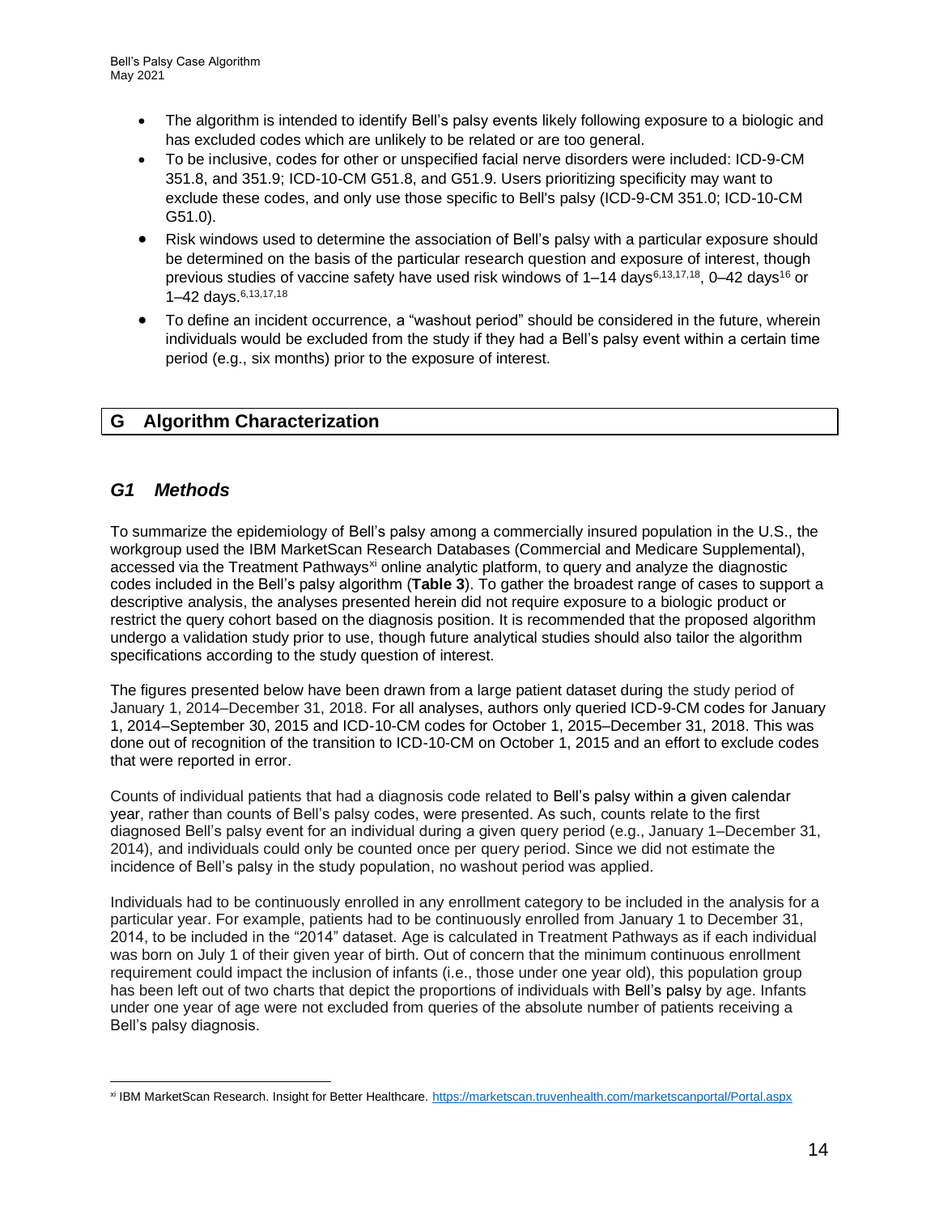- The algorithm is intended to identify Bell's palsy events likely following exposure to a biologic and has excluded codes which are unlikely to be related or are too general.
- To be inclusive, codes for other or unspecified facial nerve disorders were included: ICD-9-CM 351.8, and 351.9; ICD-10-CM G51.8, and G51.9. Users prioritizing specificity may want to exclude these codes, and only use those specific to Bell's palsy (ICD-9-CM 351.0; ICD-10-CM G51.0).
- Risk windows used to determine the association of Bell's palsy with a particular exposure should be determined on the basis of the particular research question and exposure of interest, though previous studies of vaccine safety have used risk windows of 1–14 days[6,13,17,18], 0–42 days[16] or 1–42 days.[6,13,17,18]
- To define an incident occurrence, a "washout period" should be considered in the future, wherein individuals would be excluded from the study if they had a Bell's palsy event within a certain time period (e.g., six months) prior to the exposure of interest.

## G Algorithm Characterization

### *G1 Methods*

To summarize the epidemiology of Bell's palsy among a commercially insured population in the U.S., the workgroup used the IBM MarketScan Research Databases (Commercial and Medicare Supplemental), accessed via the Treatment Pathways[xi] online analytic platform, to query and analyze the diagnostic codes included in the Bell's palsy algorithm (**Table 3**). To gather the broadest range of cases to support a descriptive analysis, the analyses presented herein did not require exposure to a biologic product or restrict the query cohort based on the diagnosis position. It is recommended that the proposed algorithm undergo a validation study prior to use, though future analytical studies should also tailor the algorithm specifications according to the study question of interest.

The figures presented below have been drawn from a large patient dataset during the study period of January 1, 2014–December 31, 2018. For all analyses, authors only queried ICD-9-CM codes for January 1, 2014–September 30, 2015 and ICD-10-CM codes for October 1, 2015–December 31, 2018. This was done out of recognition of the transition to ICD-10-CM on October 1, 2015 and an effort to exclude codes that were reported in error.

Counts of individual patients that had a diagnosis code related to Bell's palsy within a given calendar year, rather than counts of Bell's palsy codes, were presented. As such, counts relate to the first diagnosed Bell's palsy event for an individual during a given query period (e.g., January 1–December 31, 2014), and individuals could only be counted once per query period. Since we did not estimate the incidence of Bell's palsy in the study population, no washout period was applied.

Individuals had to be continuously enrolled in any enrollment category to be included in the analysis for a particular year. For example, patients had to be continuously enrolled from January 1 to December 31, 2014, to be included in the "2014" dataset. Age is calculated in Treatment Pathways as if each individual was born on July 1 of their given year of birth. Out of concern that the minimum continuous enrollment requirement could impact the inclusion of infants (i.e., those under one year old), this population group has been left out of two charts that depict the proportions of individuals with Bell's palsy by age. Infants under one year of age were not excluded from queries of the absolute number of patients receiving a Bell's palsy diagnosis.

[xi] IBM MarketScan Research. Insight for Better Healthcare. https://marketscan.truvenhealth.com/marketscanportal/Portal.aspx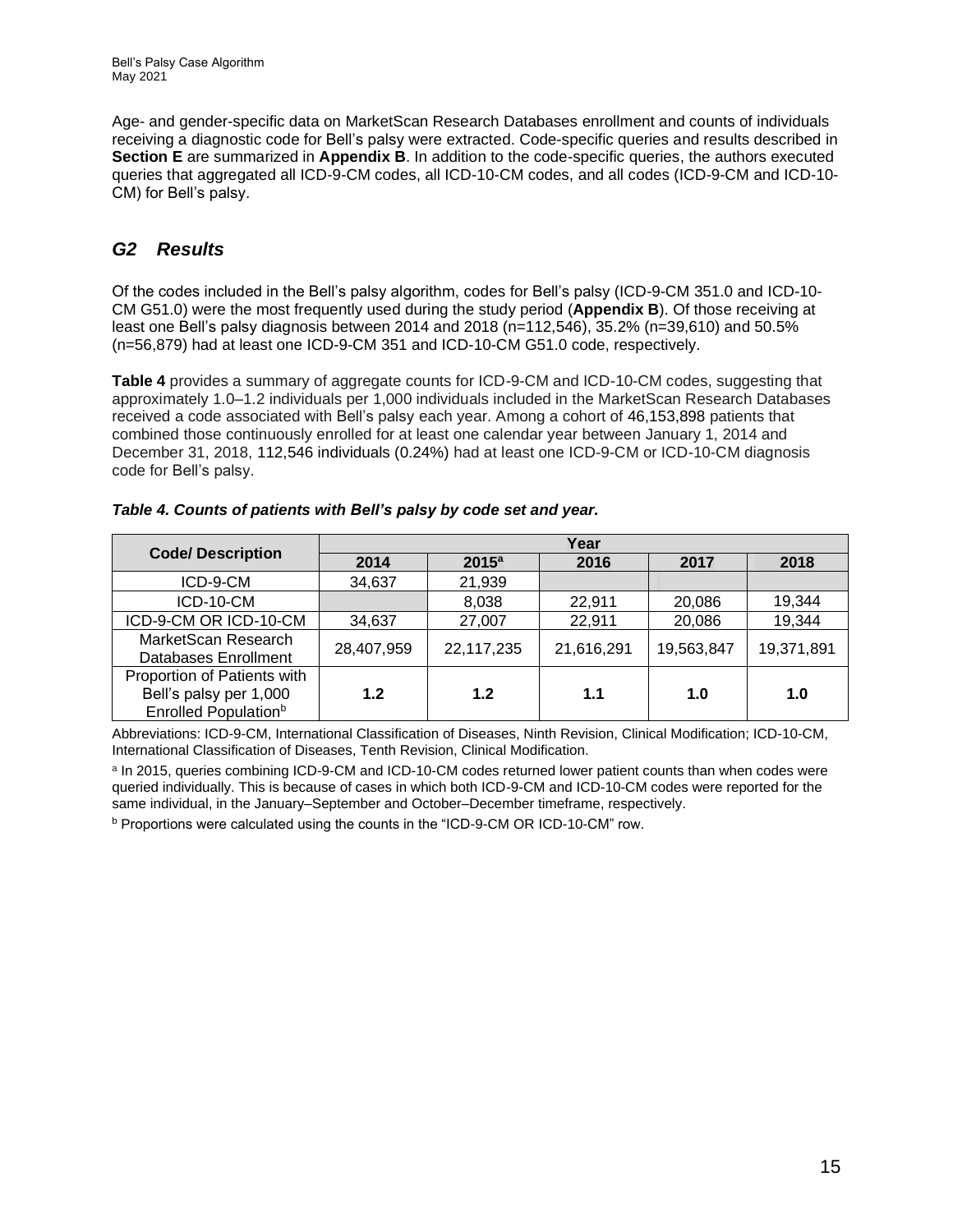Age- and gender-specific data on MarketScan Research Databases enrollment and counts of individuals receiving a diagnostic code for Bell's palsy were extracted. Code-specific queries and results described in **Section E** are summarized in **Appendix B**. In addition to the code-specific queries, the authors executed queries that aggregated all ICD-9-CM codes, all ICD-10-CM codes, and all codes (ICD-9-CM and ICD-10-CM) for Bell's palsy.

## *G2 Results*

Of the codes included in the Bell's palsy algorithm, codes for Bell's palsy (ICD-9-CM 351.0 and ICD-10-CM G51.0) were the most frequently used during the study period (**Appendix B**). Of those receiving at least one Bell's palsy diagnosis between 2014 and 2018 (n=112,546), 35.2% (n=39,610) and 50.5% (n=56,879) had at least one ICD-9-CM 351 and ICD-10-CM G51.0 code, respectively.

**Table 4** provides a summary of aggregate counts for ICD-9-CM and ICD-10-CM codes, suggesting that approximately 1.0–1.2 individuals per 1,000 individuals included in the MarketScan Research Databases received a code associated with Bell's palsy each year. Among a cohort of 46,153,898 patients that combined those continuously enrolled for at least one calendar year between January 1, 2014 and December 31, 2018, 112,546 individuals (0.24%) had at least one ICD-9-CM or ICD-10-CM diagnosis code for Bell's palsy.

***Table 4. Counts of patients with Bell's palsy by code set and year.***

| Code/ Description | Year | | | | |
|---|---|---|---|---|---|
| | 2014 | 2015[a] | 2016 | 2017 | 2018 |
| ICD-9-CM | 34,637 | 21,939 | | | |
| ICD-10-CM | | 8,038 | 22,911 | 20,086 | 19,344 |
| ICD-9-CM OR ICD-10-CM | 34,637 | 27,007 | 22,911 | 20,086 | 19,344 |
| MarketScan Research Databases Enrollment | 28,407,959 | 22,117,235 | 21,616,291 | 19,563,847 | 19,371,891 |
| Proportion of Patients with Bell's palsy per 1,000 Enrolled Population[b] | **1.2** | **1.2** | **1.1** | **1.0** | **1.0** |

Abbreviations: ICD-9-CM, International Classification of Diseases, Ninth Revision, Clinical Modification; ICD-10-CM, International Classification of Diseases, Tenth Revision, Clinical Modification.

[a] In 2015, queries combining ICD-9-CM and ICD-10-CM codes returned lower patient counts than when codes were queried individually. This is because of cases in which both ICD-9-CM and ICD-10-CM codes were reported for the same individual, in the January–September and October–December timeframe, respectively.

[b] Proportions were calculated using the counts in the "ICD-9-CM OR ICD-10-CM" row.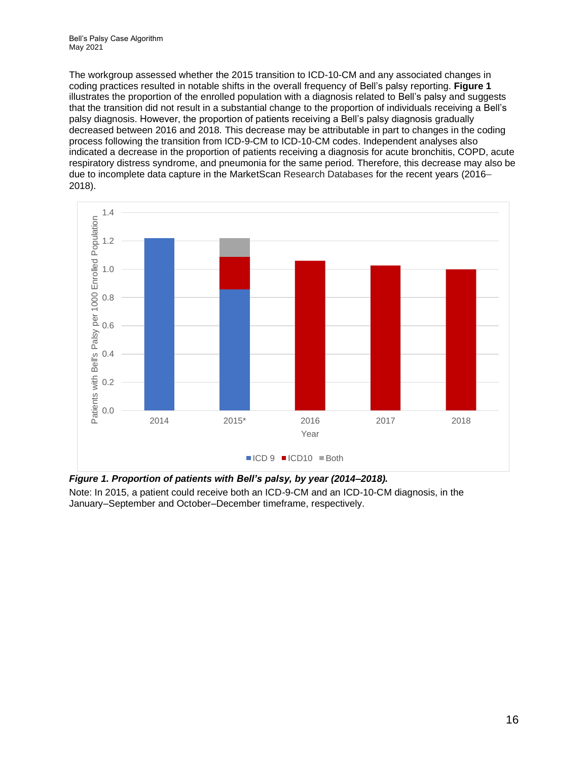The workgroup assessed whether the 2015 transition to ICD-10-CM and any associated changes in coding practices resulted in notable shifts in the overall frequency of Bell's palsy reporting. **Figure 1** illustrates the proportion of the enrolled population with a diagnosis related to Bell's palsy and suggests that the transition did not result in a substantial change to the proportion of individuals receiving a Bell's palsy diagnosis. However, the proportion of patients receiving a Bell's palsy diagnosis gradually decreased between 2016 and 2018. This decrease may be attributable in part to changes in the coding process following the transition from ICD-9-CM to ICD-10-CM codes. Independent analyses also indicated a decrease in the proportion of patients receiving a diagnosis for acute bronchitis, COPD, acute respiratory distress syndrome, and pneumonia for the same period. Therefore, this decrease may also be due to incomplete data capture in the MarketScan Research Databases for the recent years (2016–2018).

***Figure 1. Proportion of patients with Bell's palsy, by year (2014–2018).***

Note: In 2015, a patient could receive both an ICD-9-CM and an ICD-10-CM diagnosis, in the January–September and October–December timeframe, respectively.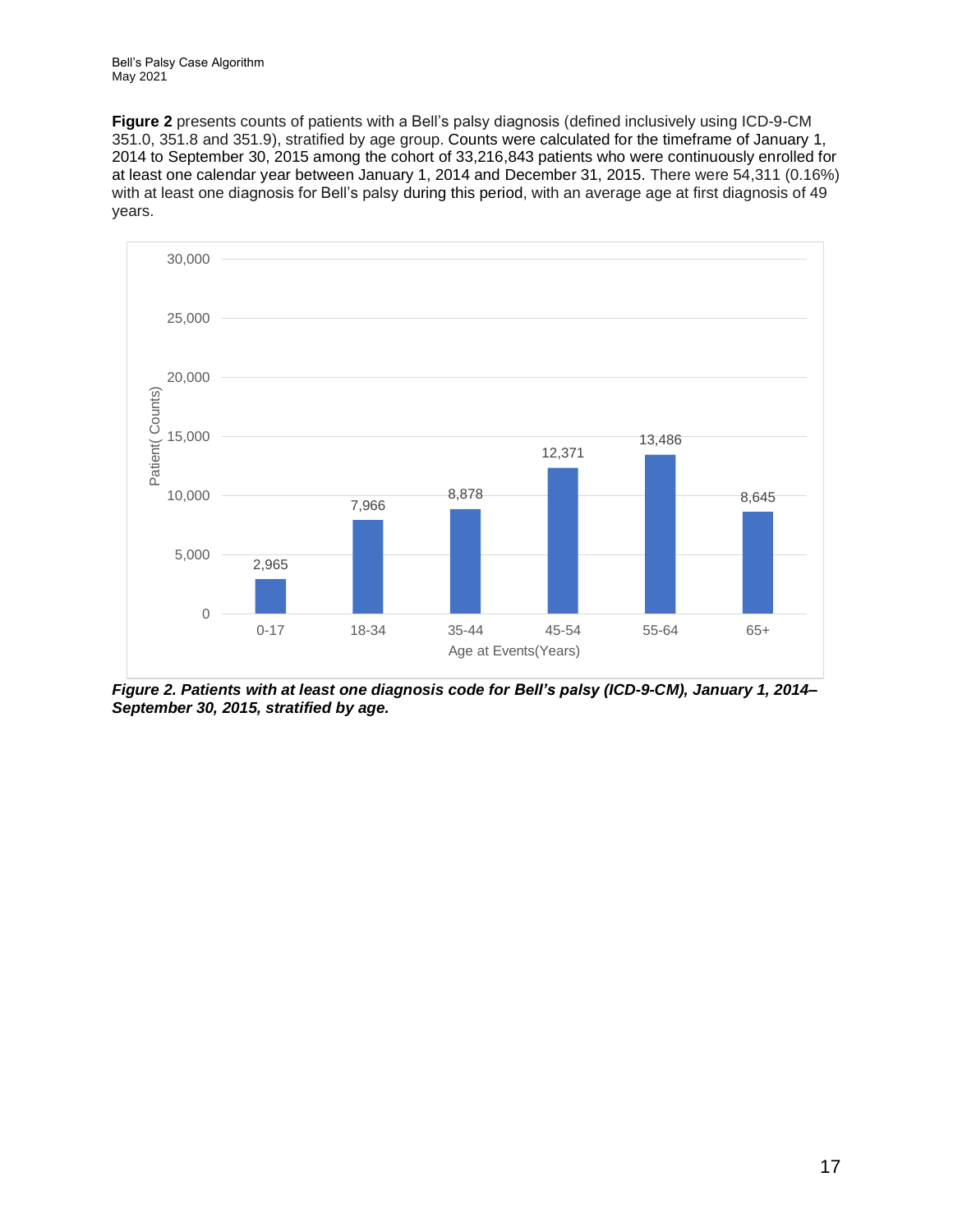**Figure 2** presents counts of patients with a Bell's palsy diagnosis (defined inclusively using ICD-9-CM 351.0, 351.8 and 351.9), stratified by age group. Counts were calculated for the timeframe of January 1, 2014 to September 30, 2015 among the cohort of 33,216,843 patients who were continuously enrolled for at least one calendar year between January 1, 2014 and December 31, 2015. There were 54,311 (0.16%) with at least one diagnosis for Bell's palsy during this period, with an average age at first diagnosis of 49 years.

| Age at Events (Years) | Patient (Counts) |
|---|---|
| 0-17 | 2,965 |
| 18-34 | 7,966 |
| 35-44 | 8,878 |
| 45-54 | 12,371 |
| 55-64 | 13,486 |
| 65+ | 8,645 |

***Figure 2. Patients with at least one diagnosis code for Bell's palsy (ICD-9-CM), January 1, 2014–September 30, 2015, stratified by age.***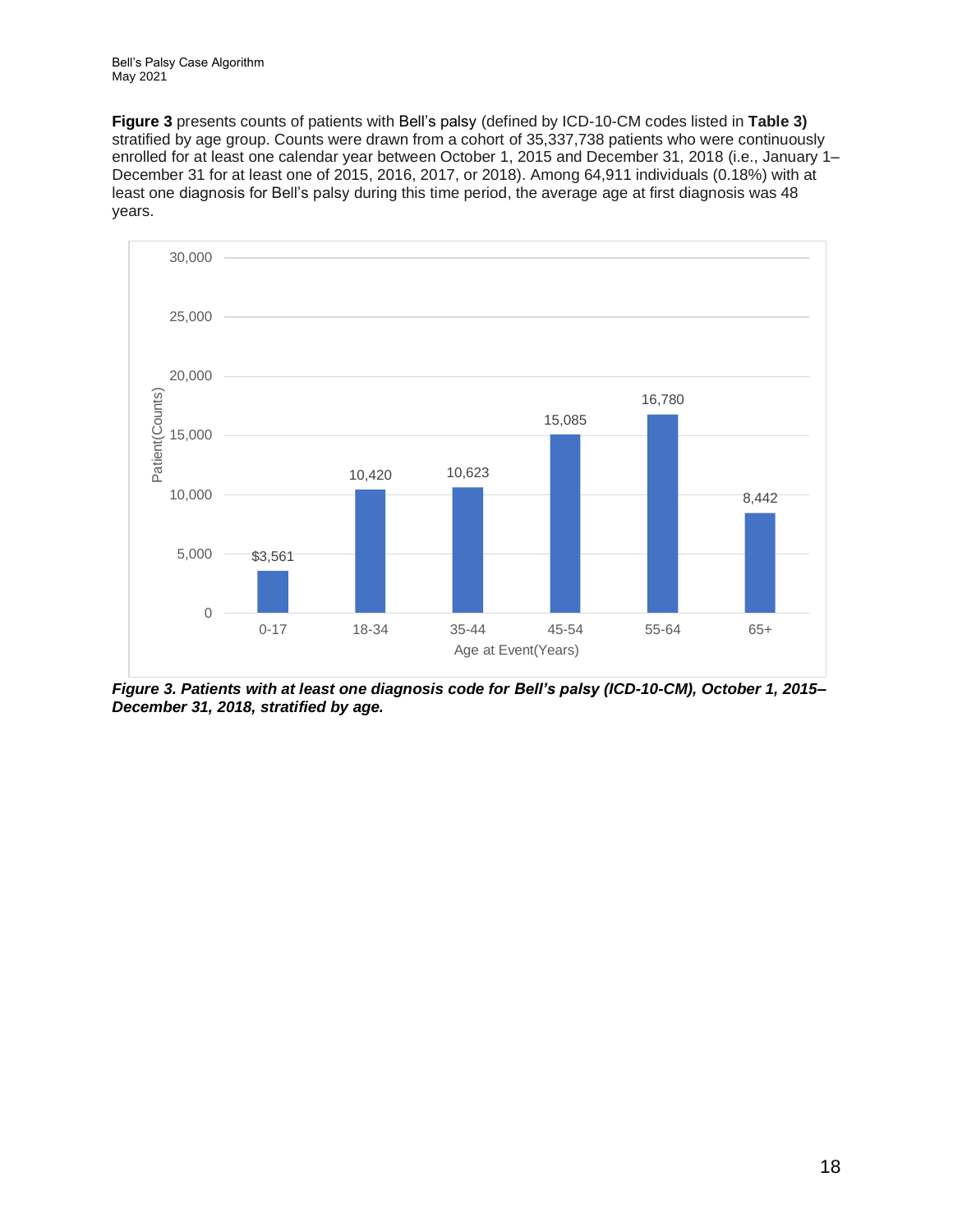**Figure 3** presents counts of patients with Bell's palsy (defined by ICD-10-CM codes listed in **Table 3)** stratified by age group. Counts were drawn from a cohort of 35,337,738 patients who were continuously enrolled for at least one calendar year between October 1, 2015 and December 31, 2018 (i.e., January 1–December 31 for at least one of 2015, 2016, 2017, or 2018). Among 64,911 individuals (0.18%) with at least one diagnosis for Bell's palsy during this time period, the average age at first diagnosis was 48 years.

| Age at Event(Years) | Patient(Counts) |
|---|---|
| 0-17 | $3,561 |
| 18-34 | 10,420 |
| 35-44 | 10,623 |
| 45-54 | 15,085 |
| 55-64 | 16,780 |
| 65+ | 8,442 |

***Figure 3. Patients with at least one diagnosis code for Bell's palsy (ICD-10-CM), October 1, 2015–December 31, 2018, stratified by age.***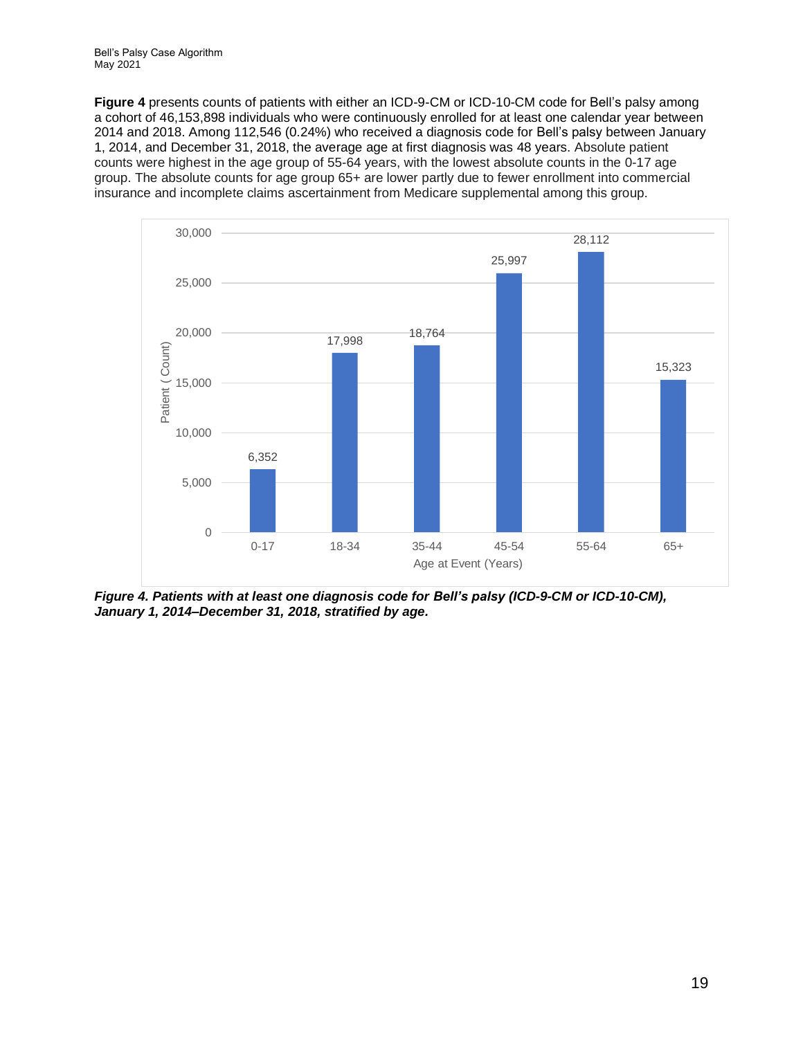**Figure 4** presents counts of patients with either an ICD-9-CM or ICD-10-CM code for Bell's palsy among a cohort of 46,153,898 individuals who were continuously enrolled for at least one calendar year between 2014 and 2018. Among 112,546 (0.24%) who received a diagnosis code for Bell's palsy between January 1, 2014, and December 31, 2018, the average age at first diagnosis was 48 years. Absolute patient counts were highest in the age group of 55-64 years, with the lowest absolute counts in the 0-17 age group. The absolute counts for age group 65+ are lower partly due to fewer enrollment into commercial insurance and incomplete claims ascertainment from Medicare supplemental among this group.

| Age at Event (Years) | Patient (Count) |
|---|---|
| 0-17 | 6,352 |
| 18-34 | 17,998 |
| 35-44 | 18,764 |
| 45-54 | 25,997 |
| 55-64 | 28,112 |
| 65+ | 15,323 |

***Figure 4. Patients with at least one diagnosis code for Bell's palsy (ICD-9-CM or ICD-10-CM), January 1, 2014–December 31, 2018, stratified by age.***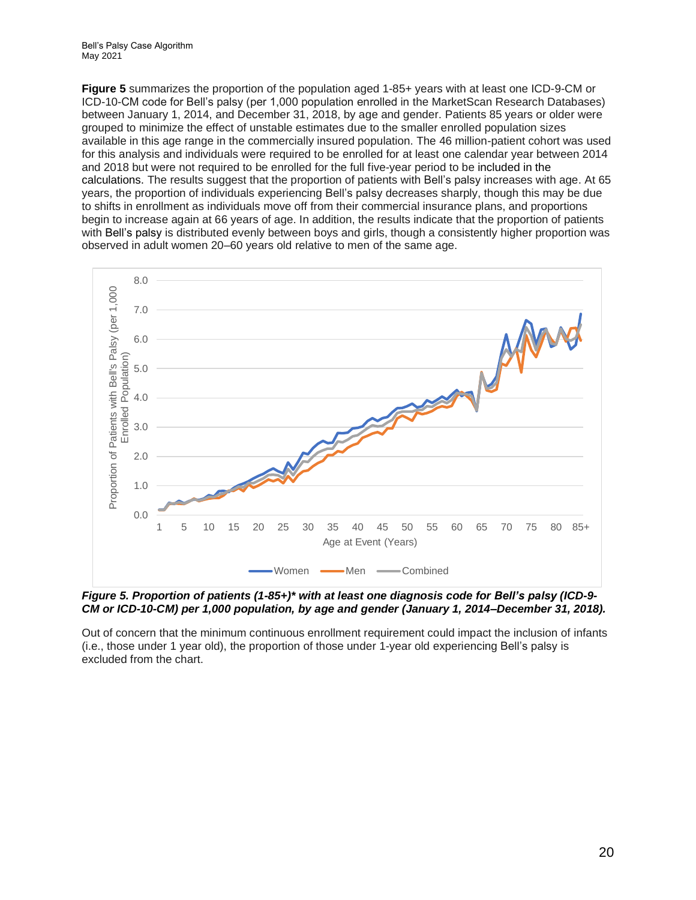**Figure 5** summarizes the proportion of the population aged 1-85+ years with at least one ICD-9-CM or ICD-10-CM code for Bell's palsy (per 1,000 population enrolled in the MarketScan Research Databases) between January 1, 2014, and December 31, 2018, by age and gender. Patients 85 years or older were grouped to minimize the effect of unstable estimates due to the smaller enrolled population sizes available in this age range in the commercially insured population. The 46 million-patient cohort was used for this analysis and individuals were required to be enrolled for at least one calendar year between 2014 and 2018 but were not required to be enrolled for the full five-year period to be included in the calculations. The results suggest that the proportion of patients with Bell's palsy increases with age. At 65 years, the proportion of individuals experiencing Bell's palsy decreases sharply, though this may be due to shifts in enrollment as individuals move off from their commercial insurance plans, and proportions begin to increase again at 66 years of age. In addition, the results indicate that the proportion of patients with Bell's palsy is distributed evenly between boys and girls, though a consistently higher proportion was observed in adult women 20–60 years old relative to men of the same age.

***Figure 5. Proportion of patients (1-85+)* with at least one diagnosis code for Bell's palsy (ICD-9-CM or ICD-10-CM) per 1,000 population, by age and gender (January 1, 2014–December 31, 2018).***

Out of concern that the minimum continuous enrollment requirement could impact the inclusion of infants (i.e., those under 1 year old), the proportion of those under 1-year old experiencing Bell's palsy is excluded from the chart.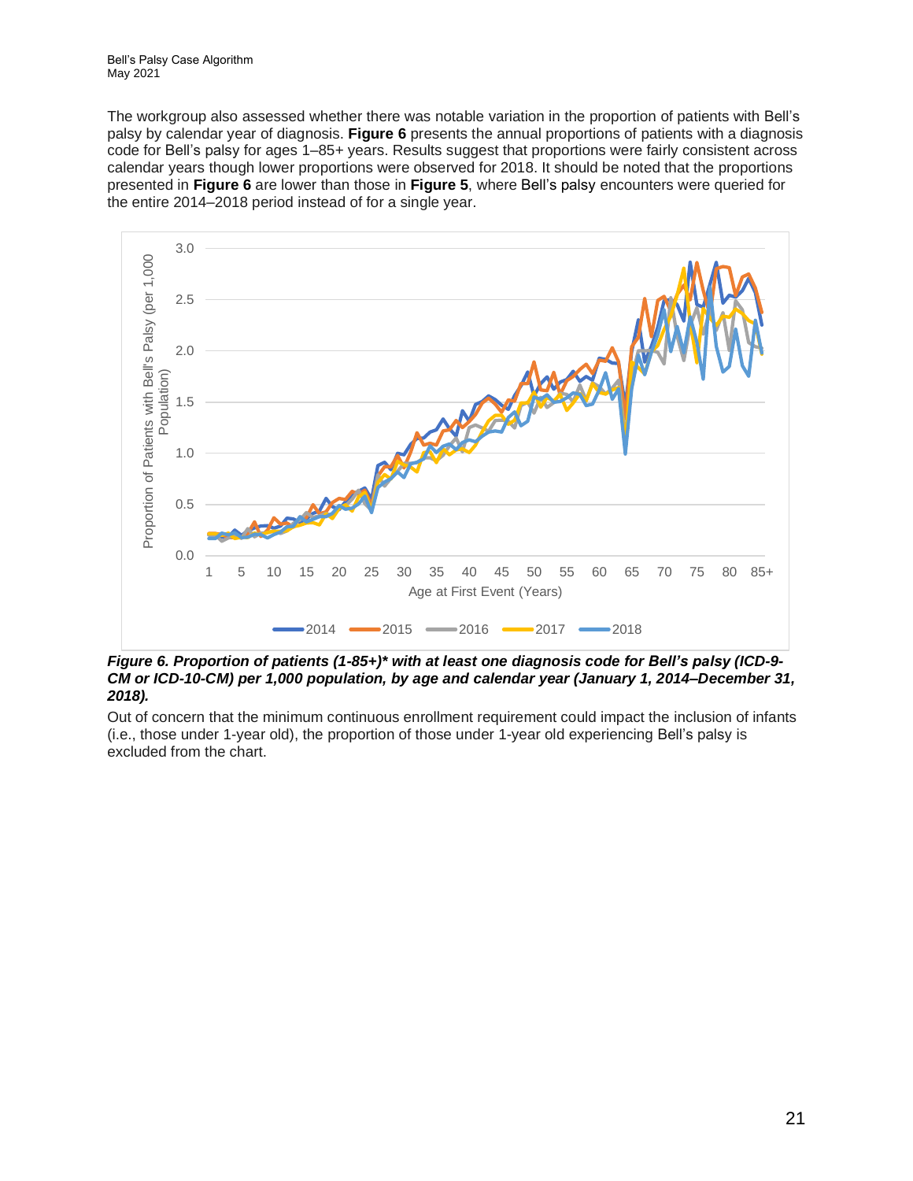The workgroup also assessed whether there was notable variation in the proportion of patients with Bell's palsy by calendar year of diagnosis. **Figure 6** presents the annual proportions of patients with a diagnosis code for Bell's palsy for ages 1–85+ years. Results suggest that proportions were fairly consistent across calendar years though lower proportions were observed for 2018. It should be noted that the proportions presented in **Figure 6** are lower than those in **Figure 5**, where Bell's palsy encounters were queried for the entire 2014–2018 period instead of for a single year.

***Figure 6. Proportion of patients (1-85+)* with at least one diagnosis code for Bell's palsy (ICD-9-CM or ICD-10-CM) per 1,000 population, by age and calendar year (January 1, 2014–December 31, 2018).***

Out of concern that the minimum continuous enrollment requirement could impact the inclusion of infants (i.e., those under 1-year old), the proportion of those under 1-year old experiencing Bell's palsy is excluded from the chart.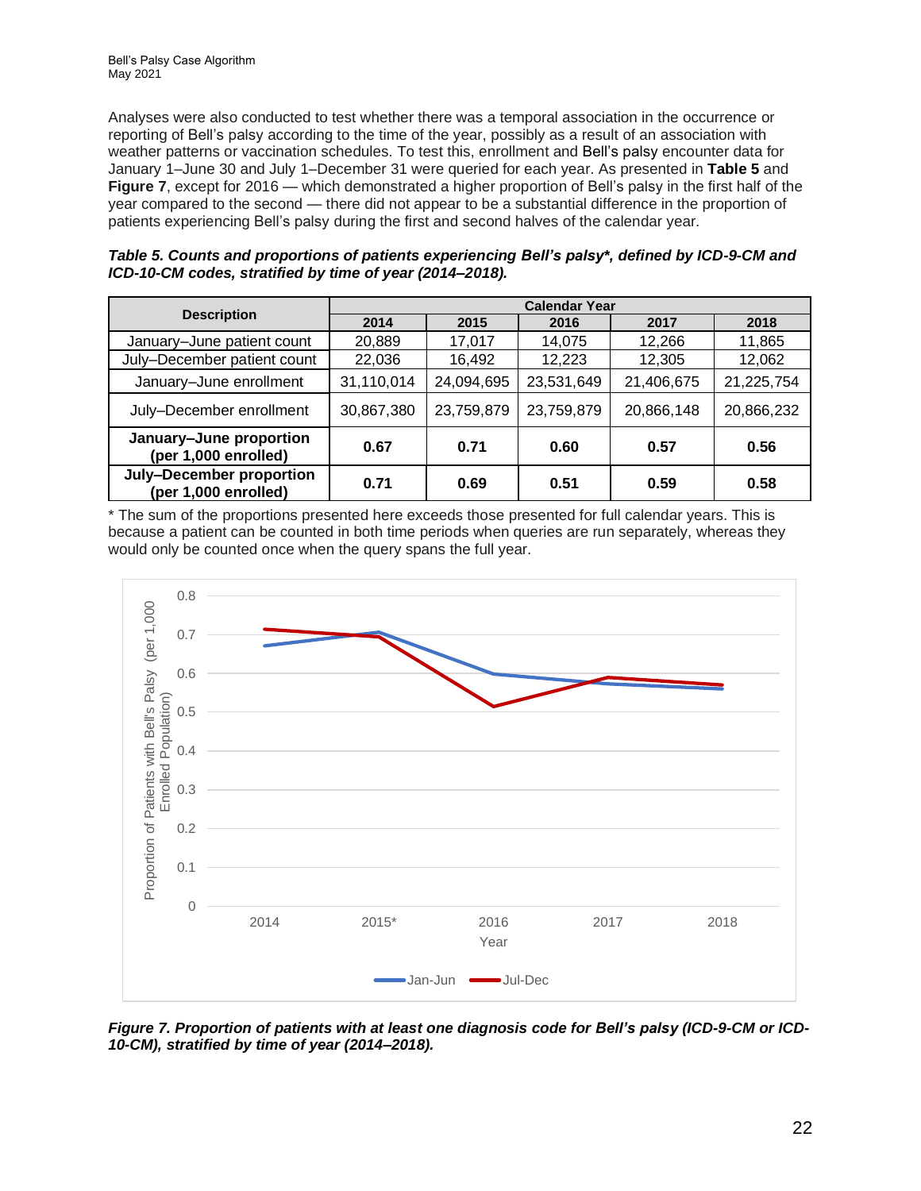Analyses were also conducted to test whether there was a temporal association in the occurrence or reporting of Bell's palsy according to the time of the year, possibly as a result of an association with weather patterns or vaccination schedules. To test this, enrollment and Bell's palsy encounter data for January 1–June 30 and July 1–December 31 were queried for each year. As presented in **Table 5** and **Figure 7**, except for 2016 — which demonstrated a higher proportion of Bell's palsy in the first half of the year compared to the second — there did not appear to be a substantial difference in the proportion of patients experiencing Bell's palsy during the first and second halves of the calendar year.

***Table 5. Counts and proportions of patients experiencing Bell's palsy*, defined by ICD-9-CM and ICD-10-CM codes, stratified by time of year (2014–2018).***

| Description | Calendar Year | | | | |
|---|---|---|---|---|---|
| | 2014 | 2015 | 2016 | 2017 | 2018 |
| January–June patient count | 20,889 | 17,017 | 14,075 | 12,266 | 11,865 |
| July–December patient count | 22,036 | 16,492 | 12,223 | 12,305 | 12,062 |
| January–June enrollment | 31,110,014 | 24,094,695 | 23,531,649 | 21,406,675 | 21,225,754 |
| July–December enrollment | 30,867,380 | 23,759,879 | 23,759,879 | 20,866,148 | 20,866,232 |
| **January–June proportion (per 1,000 enrolled)** | **0.67** | **0.71** | **0.60** | **0.57** | **0.56** |
| **July–December proportion (per 1,000 enrolled)** | **0.71** | **0.69** | **0.51** | **0.59** | **0.58** |

* The sum of the proportions presented here exceeds those presented for full calendar years. This is because a patient can be counted in both time periods when queries are run separately, whereas they would only be counted once when the query spans the full year.

***Figure 7. Proportion of patients with at least one diagnosis code for Bell's palsy (ICD-9-CM or ICD-10-CM), stratified by time of year (2014–2018).***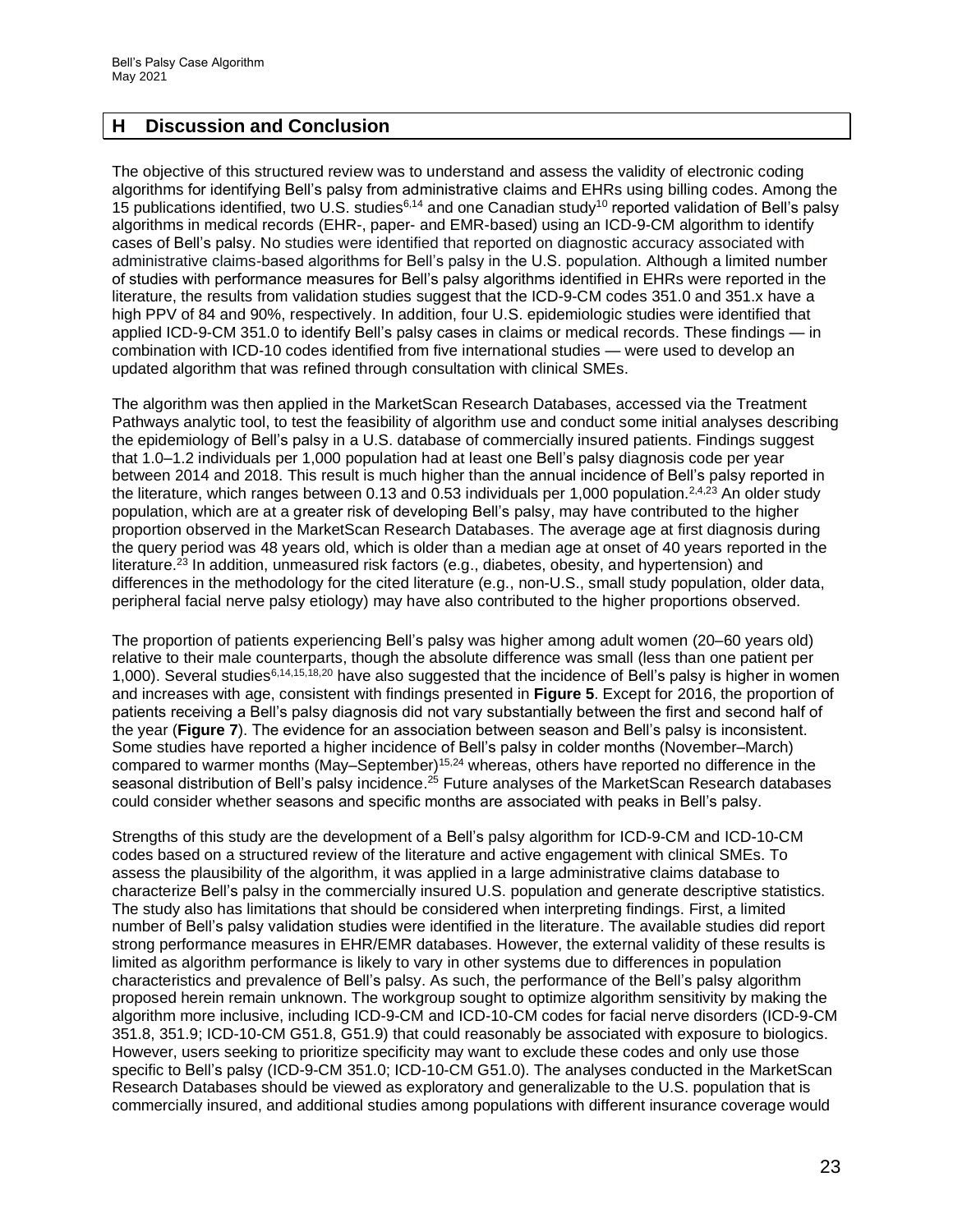## H Discussion and Conclusion

The objective of this structured review was to understand and assess the validity of electronic coding algorithms for identifying Bell's palsy from administrative claims and EHRs using billing codes. Among the 15 publications identified, two U.S. studies[6,14] and one Canadian study[10] reported validation of Bell's palsy algorithms in medical records (EHR-, paper- and EMR-based) using an ICD-9-CM algorithm to identify cases of Bell's palsy. No studies were identified that reported on diagnostic accuracy associated with administrative claims-based algorithms for Bell's palsy in the U.S. population. Although a limited number of studies with performance measures for Bell's palsy algorithms identified in EHRs were reported in the literature, the results from validation studies suggest that the ICD-9-CM codes 351.0 and 351.x have a high PPV of 84 and 90%, respectively. In addition, four U.S. epidemiologic studies were identified that applied ICD-9-CM 351.0 to identify Bell's palsy cases in claims or medical records. These findings — in combination with ICD-10 codes identified from five international studies — were used to develop an updated algorithm that was refined through consultation with clinical SMEs.

The algorithm was then applied in the MarketScan Research Databases, accessed via the Treatment Pathways analytic tool, to test the feasibility of algorithm use and conduct some initial analyses describing the epidemiology of Bell's palsy in a U.S. database of commercially insured patients. Findings suggest that 1.0–1.2 individuals per 1,000 population had at least one Bell's palsy diagnosis code per year between 2014 and 2018. This result is much higher than the annual incidence of Bell's palsy reported in the literature, which ranges between 0.13 and 0.53 individuals per 1,000 population.[2,4,23] An older study population, which are at a greater risk of developing Bell's palsy, may have contributed to the higher proportion observed in the MarketScan Research Databases. The average age at first diagnosis during the query period was 48 years old, which is older than a median age at onset of 40 years reported in the literature.[23] In addition, unmeasured risk factors (e.g., diabetes, obesity, and hypertension) and differences in the methodology for the cited literature (e.g., non-U.S., small study population, older data, peripheral facial nerve palsy etiology) may have also contributed to the higher proportions observed.

The proportion of patients experiencing Bell's palsy was higher among adult women (20–60 years old) relative to their male counterparts, though the absolute difference was small (less than one patient per 1,000). Several studies[6,14,15,18,20] have also suggested that the incidence of Bell's palsy is higher in women and increases with age, consistent with findings presented in **Figure 5**. Except for 2016, the proportion of patients receiving a Bell's palsy diagnosis did not vary substantially between the first and second half of the year (**Figure 7**). The evidence for an association between season and Bell's palsy is inconsistent. Some studies have reported a higher incidence of Bell's palsy in colder months (November–March) compared to warmer months (May–September)[15,24] whereas, others have reported no difference in the seasonal distribution of Bell's palsy incidence.[25] Future analyses of the MarketScan Research databases could consider whether seasons and specific months are associated with peaks in Bell's palsy.

Strengths of this study are the development of a Bell's palsy algorithm for ICD-9-CM and ICD-10-CM codes based on a structured review of the literature and active engagement with clinical SMEs. To assess the plausibility of the algorithm, it was applied in a large administrative claims database to characterize Bell's palsy in the commercially insured U.S. population and generate descriptive statistics. The study also has limitations that should be considered when interpreting findings. First, a limited number of Bell's palsy validation studies were identified in the literature. The available studies did report strong performance measures in EHR/EMR databases. However, the external validity of these results is limited as algorithm performance is likely to vary in other systems due to differences in population characteristics and prevalence of Bell's palsy. As such, the performance of the Bell's palsy algorithm proposed herein remain unknown. The workgroup sought to optimize algorithm sensitivity by making the algorithm more inclusive, including ICD-9-CM and ICD-10-CM codes for facial nerve disorders (ICD-9-CM 351.8, 351.9; ICD-10-CM G51.8, G51.9) that could reasonably be associated with exposure to biologics. However, users seeking to prioritize specificity may want to exclude these codes and only use those specific to Bell's palsy (ICD-9-CM 351.0; ICD-10-CM G51.0). The analyses conducted in the MarketScan Research Databases should be viewed as exploratory and generalizable to the U.S. population that is commercially insured, and additional studies among populations with different insurance coverage would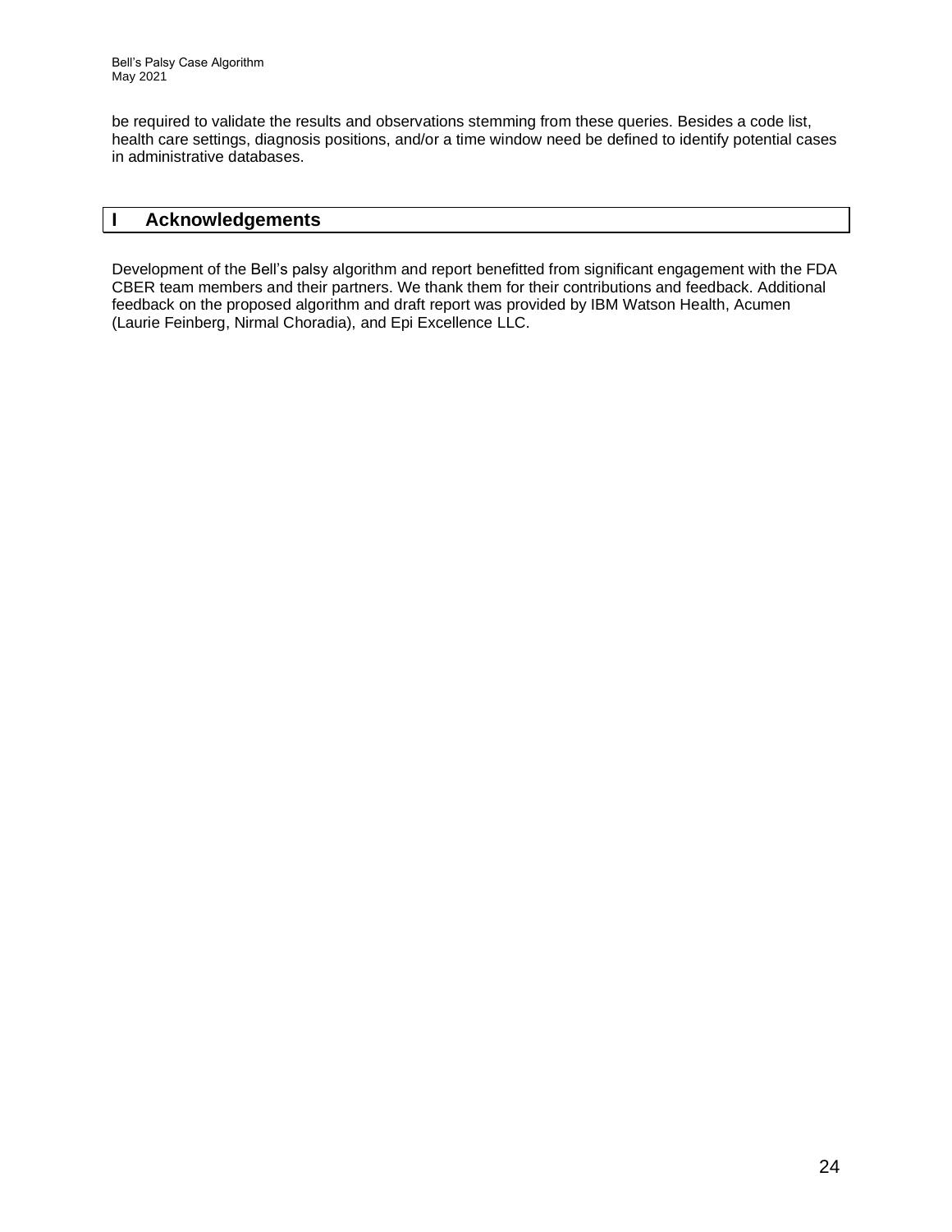be required to validate the results and observations stemming from these queries. Besides a code list, health care settings, diagnosis positions, and/or a time window need be defined to identify potential cases in administrative databases.

## I Acknowledgements

Development of the Bell's palsy algorithm and report benefitted from significant engagement with the FDA CBER team members and their partners. We thank them for their contributions and feedback. Additional feedback on the proposed algorithm and draft report was provided by IBM Watson Health, Acumen (Laurie Feinberg, Nirmal Choradia), and Epi Excellence LLC.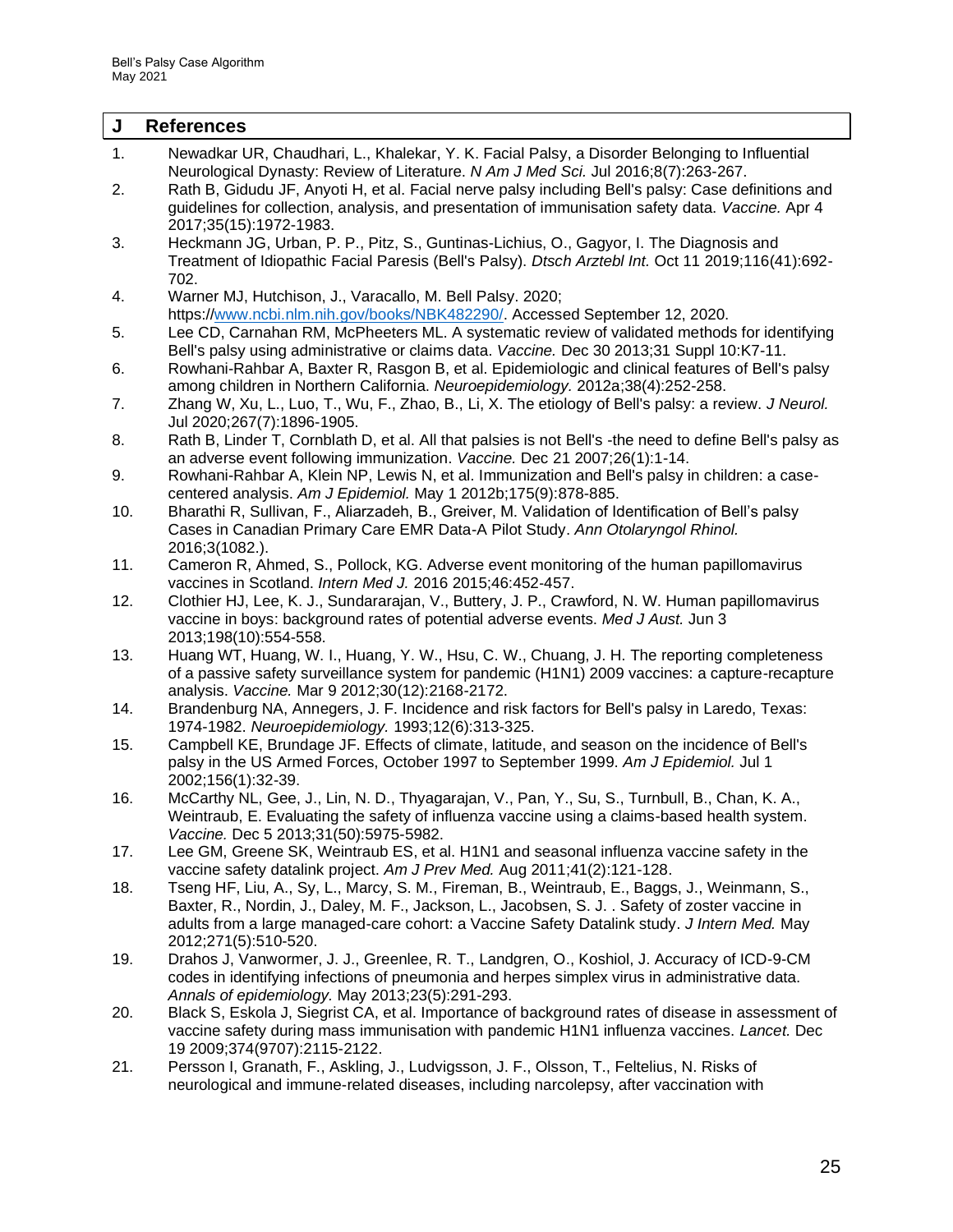## J References

1. Newadkar UR, Chaudhari, L., Khalekar, Y. K. Facial Palsy, a Disorder Belonging to Influential Neurological Dynasty: Review of Literature. *N Am J Med Sci.* Jul 2016;8(7):263-267.
2. Rath B, Gidudu JF, Anyoti H, et al. Facial nerve palsy including Bell's palsy: Case definitions and guidelines for collection, analysis, and presentation of immunisation safety data. *Vaccine.* Apr 4 2017;35(15):1972-1983.
3. Heckmann JG, Urban, P. P., Pitz, S., Guntinas-Lichius, O., Gagyor, I. The Diagnosis and Treatment of Idiopathic Facial Paresis (Bell's Palsy). *Dtsch Arztebl Int.* Oct 11 2019;116(41):692-702.
4. Warner MJ, Hutchison, J., Varacallo, M. Bell Palsy. 2020; https://www.ncbi.nlm.nih.gov/books/NBK482290/. Accessed September 12, 2020.
5. Lee CD, Carnahan RM, McPheeters ML. A systematic review of validated methods for identifying Bell's palsy using administrative or claims data. *Vaccine.* Dec 30 2013;31 Suppl 10:K7-11.
6. Rowhani-Rahbar A, Baxter R, Rasgon B, et al. Epidemiologic and clinical features of Bell's palsy among children in Northern California. *Neuroepidemiology.* 2012a;38(4):252-258.
7. Zhang W, Xu, L., Luo, T., Wu, F., Zhao, B., Li, X. The etiology of Bell's palsy: a review. *J Neurol.* Jul 2020;267(7):1896-1905.
8. Rath B, Linder T, Cornblath D, et al. All that palsies is not Bell's -the need to define Bell's palsy as an adverse event following immunization. *Vaccine.* Dec 21 2007;26(1):1-14.
9. Rowhani-Rahbar A, Klein NP, Lewis N, et al. Immunization and Bell's palsy in children: a case-centered analysis. *Am J Epidemiol.* May 1 2012b;175(9):878-885.
10. Bharathi R, Sullivan, F., Aliarzadeh, B., Greiver, M. Validation of Identification of Bell's palsy Cases in Canadian Primary Care EMR Data-A Pilot Study. *Ann Otolaryngol Rhinol.* 2016;3(1082.).
11. Cameron R, Ahmed, S., Pollock, KG. Adverse event monitoring of the human papillomavirus vaccines in Scotland. *Intern Med J.* 2016 2015;46:452-457.
12. Clothier HJ, Lee, K. J., Sundararajan, V., Buttery, J. P., Crawford, N. W. Human papillomavirus vaccine in boys: background rates of potential adverse events. *Med J Aust.* Jun 3 2013;198(10):554-558.
13. Huang WT, Huang, W. I., Huang, Y. W., Hsu, C. W., Chuang, J. H. The reporting completeness of a passive safety surveillance system for pandemic (H1N1) 2009 vaccines: a capture-recapture analysis. *Vaccine.* Mar 9 2012;30(12):2168-2172.
14. Brandenburg NA, Annegers, J. F. Incidence and risk factors for Bell's palsy in Laredo, Texas: 1974-1982. *Neuroepidemiology.* 1993;12(6):313-325.
15. Campbell KE, Brundage JF. Effects of climate, latitude, and season on the incidence of Bell's palsy in the US Armed Forces, October 1997 to September 1999. *Am J Epidemiol.* Jul 1 2002;156(1):32-39.
16. McCarthy NL, Gee, J., Lin, N. D., Thyagarajan, V., Pan, Y., Su, S., Turnbull, B., Chan, K. A., Weintraub, E. Evaluating the safety of influenza vaccine using a claims-based health system. *Vaccine.* Dec 5 2013;31(50):5975-5982.
17. Lee GM, Greene SK, Weintraub ES, et al. H1N1 and seasonal influenza vaccine safety in the vaccine safety datalink project. *Am J Prev Med.* Aug 2011;41(2):121-128.
18. Tseng HF, Liu, A., Sy, L., Marcy, S. M., Fireman, B., Weintraub, E., Baggs, J., Weinmann, S., Baxter, R., Nordin, J., Daley, M. F., Jackson, L., Jacobsen, S. J. . Safety of zoster vaccine in adults from a large managed-care cohort: a Vaccine Safety Datalink study. *J Intern Med.* May 2012;271(5):510-520.
19. Drahos J, Vanwormer, J. J., Greenlee, R. T., Landgren, O., Koshiol, J. Accuracy of ICD-9-CM codes in identifying infections of pneumonia and herpes simplex virus in administrative data. *Annals of epidemiology.* May 2013;23(5):291-293.
20. Black S, Eskola J, Siegrist CA, et al. Importance of background rates of disease in assessment of vaccine safety during mass immunisation with pandemic H1N1 influenza vaccines. *Lancet.* Dec 19 2009;374(9707):2115-2122.
21. Persson I, Granath, F., Askling, J., Ludvigsson, J. F., Olsson, T., Feltelius, N. Risks of neurological and immune-related diseases, including narcolepsy, after vaccination with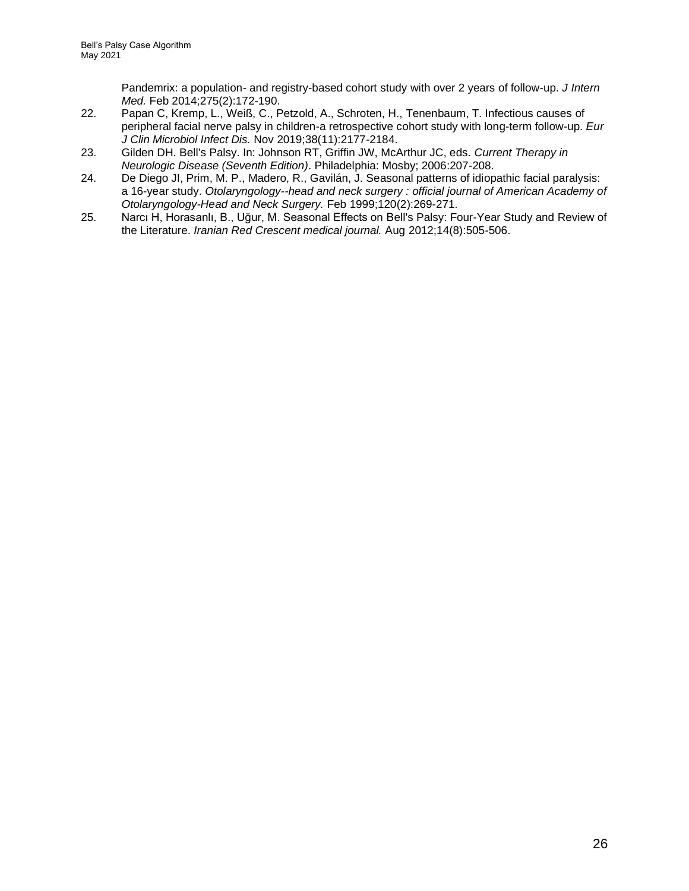Pandemrix: a population- and registry-based cohort study with over 2 years of follow-up. *J Intern Med.* Feb 2014;275(2):172-190.

22. Papan C, Kremp, L., Weiß, C., Petzold, A., Schroten, H., Tenenbaum, T. Infectious causes of peripheral facial nerve palsy in children-a retrospective cohort study with long-term follow-up. *Eur J Clin Microbiol Infect Dis.* Nov 2019;38(11):2177-2184.
23. Gilden DH. Bell's Palsy. In: Johnson RT, Griffin JW, McArthur JC, eds. *Current Therapy in Neurologic Disease (Seventh Edition)*. Philadelphia: Mosby; 2006:207-208.
24. De Diego JI, Prim, M. P., Madero, R., Gavilán, J. Seasonal patterns of idiopathic facial paralysis: a 16-year study. *Otolaryngology--head and neck surgery : official journal of American Academy of Otolaryngology-Head and Neck Surgery.* Feb 1999;120(2):269-271.
25. Narcı H, Horasanlı, B., Uğur, M. Seasonal Effects on Bell's Palsy: Four-Year Study and Review of the Literature. *Iranian Red Crescent medical journal.* Aug 2012;14(8):505-506.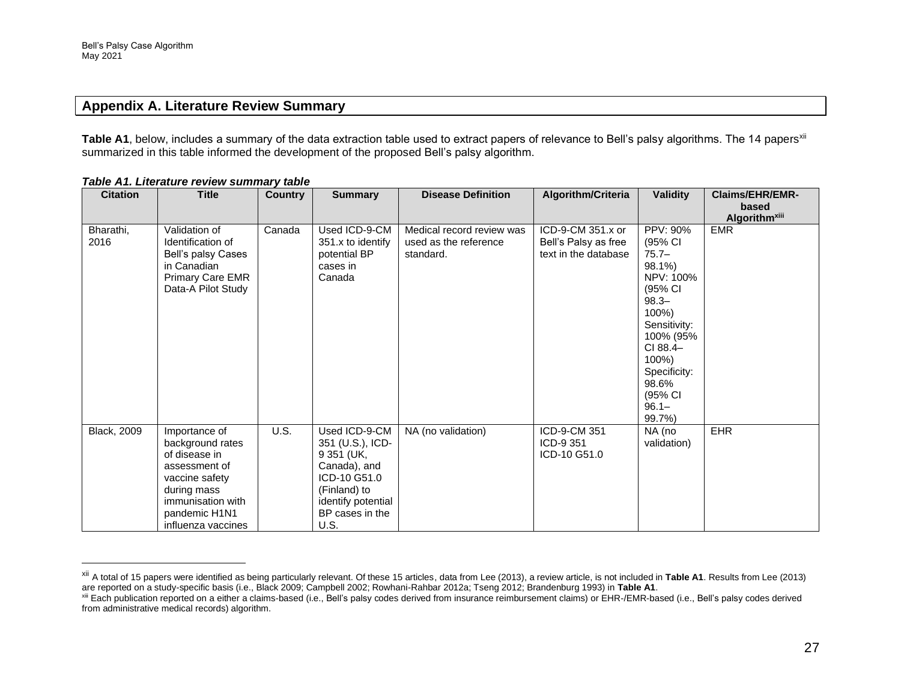## Appendix A. Literature Review Summary

**Table A1**, below, includes a summary of the data extraction table used to extract papers of relevance to Bell's palsy algorithms. The 14 papers[xii] summarized in this table informed the development of the proposed Bell's palsy algorithm.

***Table A1. Literature review summary table***

| Citation | Title | Country | Summary | Disease Definition | Algorithm/Criteria | Validity | Claims/EHR/EMR-based Algorithm[xiii] |
|---|---|---|---|---|---|---|---|
| Bharathi, 2016 | Validation of Identification of Bell's palsy Cases in Canadian Primary Care EMR Data-A Pilot Study | Canada | Used ICD-9-CM 351.x to identify potential BP cases in Canada | Medical record review was used as the reference standard. | ICD-9-CM 351.x or Bell's Palsy as free text in the database | PPV: 90% (95% CI 75.7–98.1%) NPV: 100% (95% CI 98.3–100%) Sensitivity: 100% (95% CI 88.4–100%) Specificity: 98.6% (95% CI 96.1–99.7%) | EMR |
| Black, 2009 | Importance of background rates of disease in assessment of vaccine safety during mass immunisation with pandemic H1N1 influenza vaccines | U.S. | Used ICD-9-CM 351 (U.S.), ICD-9 351 (UK, Canada), and ICD-10 G51.0 (Finland) to identify potential BP cases in the U.S. | NA (no validation) | ICD-9-CM 351 ICD-9 351 ICD-10 G51.0 | NA (no validation) | EHR |

[xii] A total of 15 papers were identified as being particularly relevant. Of these 15 articles, data from Lee (2013), a review article, is not included in **Table A1**. Results from Lee (2013) are reported on a study-specific basis (i.e., Black 2009; Campbell 2002; Rowhani-Rahbar 2012a; Tseng 2012; Brandenburg 1993) in **Table A1**.

[xiii] Each publication reported on a either a claims-based (i.e., Bell's palsy codes derived from insurance reimbursement claims) or EHR-/EMR-based (i.e., Bell's palsy codes derived from administrative medical records) algorithm.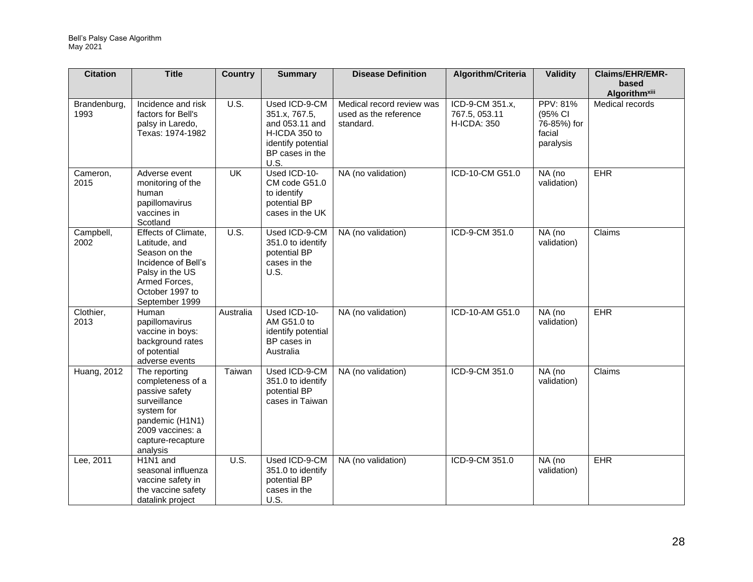| Citation | Title | Country | Summary | Disease Definition | Algorithm/Criteria | Validity | Claims/EHR/EMR-based Algorithm[xiii] |
|---|---|---|---|---|---|---|---|
| Brandenburg, 1993 | Incidence and risk factors for Bell's palsy in Laredo, Texas: 1974-1982 | U.S. | Used ICD-9-CM 351.x, 767.5, and 053.11 and H-ICDA 350 to identify potential BP cases in the U.S. | Medical record review was used as the reference standard. | ICD-9-CM 351.x, 767.5, 053.11 H-ICDA: 350 | PPV: 81% (95% CI 76-85%) for facial paralysis | Medical records |
| Cameron, 2015 | Adverse event monitoring of the human papillomavirus vaccines in Scotland | UK | Used ICD-10-CM code G51.0 to identify potential BP cases in the UK | NA (no validation) | ICD-10-CM G51.0 | NA (no validation) | EHR |
| Campbell, 2002 | Effects of Climate, Latitude, and Season on the Incidence of Bell's Palsy in the US Armed Forces, October 1997 to September 1999 | U.S. | Used ICD-9-CM 351.0 to identify potential BP cases in the U.S. | NA (no validation) | ICD-9-CM 351.0 | NA (no validation) | Claims |
| Clothier, 2013 | Human papillomavirus vaccine in boys: background rates of potential adverse events | Australia | Used ICD-10-AM G51.0 to identify potential BP cases in Australia | NA (no validation) | ICD-10-AM G51.0 | NA (no validation) | EHR |
| Huang, 2012 | The reporting completeness of a passive safety surveillance system for pandemic (H1N1) 2009 vaccines: a capture-recapture analysis | Taiwan | Used ICD-9-CM 351.0 to identify potential BP cases in Taiwan | NA (no validation) | ICD-9-CM 351.0 | NA (no validation) | Claims |
| Lee, 2011 | H1N1 and seasonal influenza vaccine safety in the vaccine safety datalink project | U.S. | Used ICD-9-CM 351.0 to identify potential BP cases in the U.S. | NA (no validation) | ICD-9-CM 351.0 | NA (no validation) | EHR |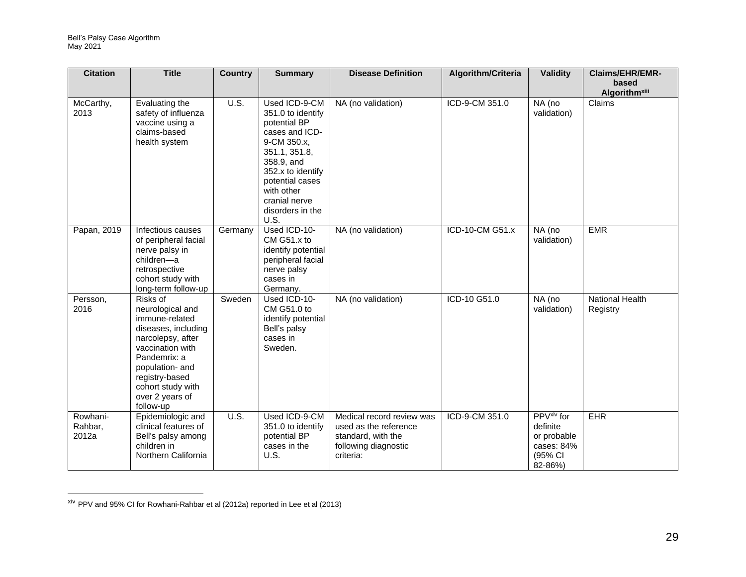| Citation | Title | Country | Summary | Disease Definition | Algorithm/Criteria | Validity | Claims/EHR/EMR-based Algorithm[xiii] |
|---|---|---|---|---|---|---|---|
| McCarthy, 2013 | Evaluating the safety of influenza vaccine using a claims-based health system | U.S. | Used ICD-9-CM 351.0 to identify potential BP cases and ICD-9-CM 350.x, 351.1, 351.8, 358.9, and 352.x to identify potential cases with other cranial nerve disorders in the U.S. | NA (no validation) | ICD-9-CM 351.0 | NA (no validation) | Claims |
| Papan, 2019 | Infectious causes of peripheral facial nerve palsy in children—a retrospective cohort study with long-term follow-up | Germany | Used ICD-10-CM G51.x to identify potential peripheral facial nerve palsy cases in Germany. | NA (no validation) | ICD-10-CM G51.x | NA (no validation) | EMR |
| Persson, 2016 | Risks of neurological and immune-related diseases, including narcolepsy, after vaccination with Pandemrix: a population- and registry-based cohort study with over 2 years of follow-up | Sweden | Used ICD-10-CM G51.0 to identify potential Bell's palsy cases in Sweden. | NA (no validation) | ICD-10 G51.0 | NA (no validation) | National Health Registry |
| Rowhani-Rahbar, 2012a | Epidemiologic and clinical features of Bell's palsy among children in Northern California | U.S. | Used ICD-9-CM 351.0 to identify potential BP cases in the U.S. | Medical record review was used as the reference standard, with the following diagnostic criteria: | ICD-9-CM 351.0 | PPV[xiv] for definite or probable cases: 84% (95% CI 82-86%) | EHR |

[xiv] PPV and 95% CI for Rowhani-Rahbar et al (2012a) reported in Lee et al (2013)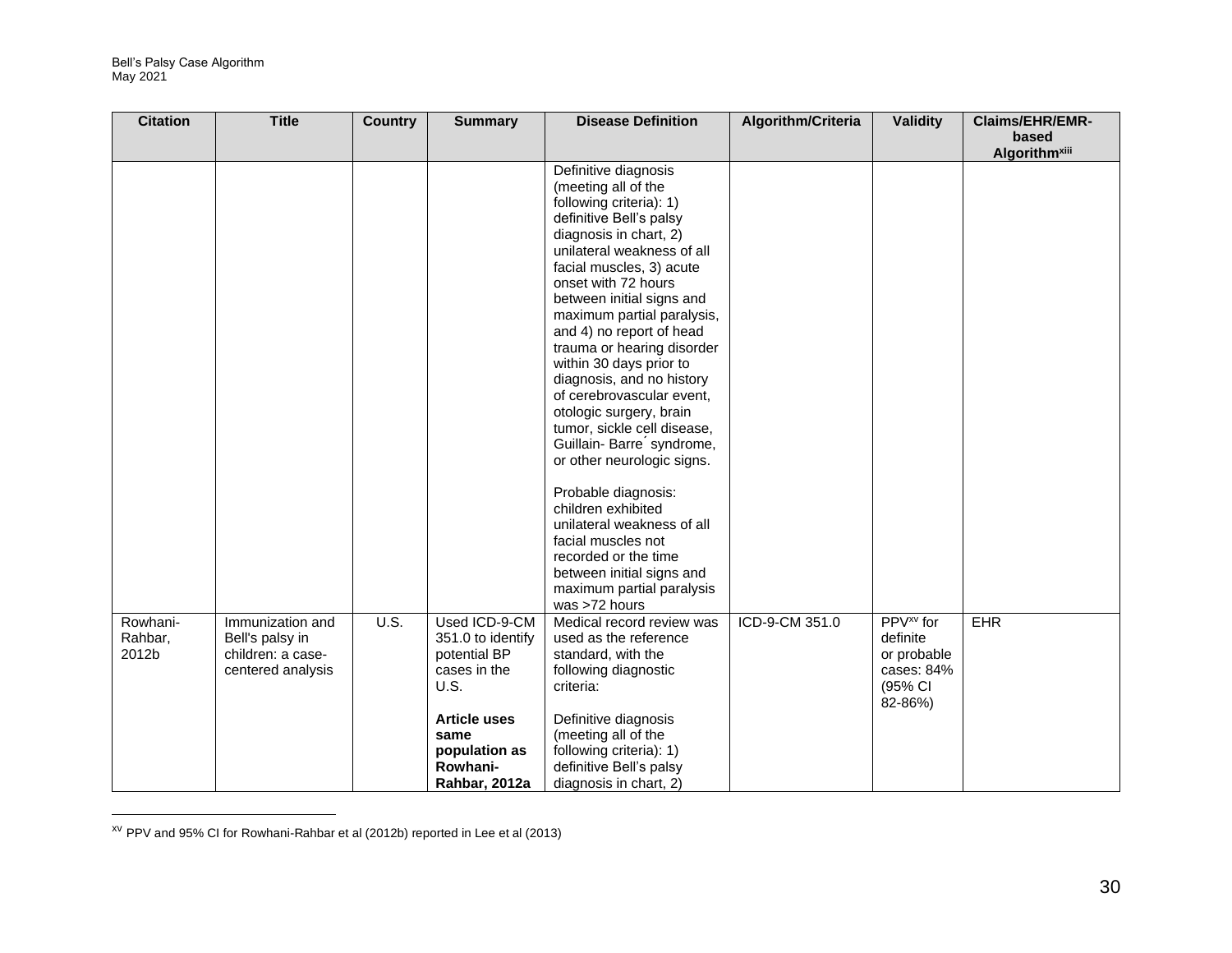| Citation | Title | Country | Summary | Disease Definition | Algorithm/Criteria | Validity | Claims/EHR/EMR-based Algorithm[xiii] |
|---|---|---|---|---|---|---|---|
| | | | | Definitive diagnosis (meeting all of the following criteria): 1) definitive Bell's palsy diagnosis in chart, 2) unilateral weakness of all facial muscles, 3) acute onset with 72 hours between initial signs and maximum partial paralysis, and 4) no report of head trauma or hearing disorder within 30 days prior to diagnosis, and no history of cerebrovascular event, otologic surgery, brain tumor, sickle cell disease, Guillain- Barre´ syndrome, or other neurologic signs.<br><br>Probable diagnosis: children exhibited unilateral weakness of all facial muscles not recorded or the time between initial signs and maximum partial paralysis was >72 hours | | | |
| Rowhani-Rahbar, 2012b | Immunization and Bell's palsy in children: a case-centered analysis | U.S. | Used ICD-9-CM 351.0 to identify potential BP cases in the U.S.<br><br>**Article uses same population as Rowhani-Rahbar, 2012a** | Medical record review was used as the reference standard, with the following diagnostic criteria:<br><br>Definitive diagnosis (meeting all of the following criteria): 1) definitive Bell's palsy diagnosis in chart, 2) | ICD-9-CM 351.0 | PPV[xv] for definite or probable cases: 84% (95% CI 82-86%) | EHR |

[xv] PPV and 95% CI for Rowhani-Rahbar et al (2012b) reported in Lee et al (2013)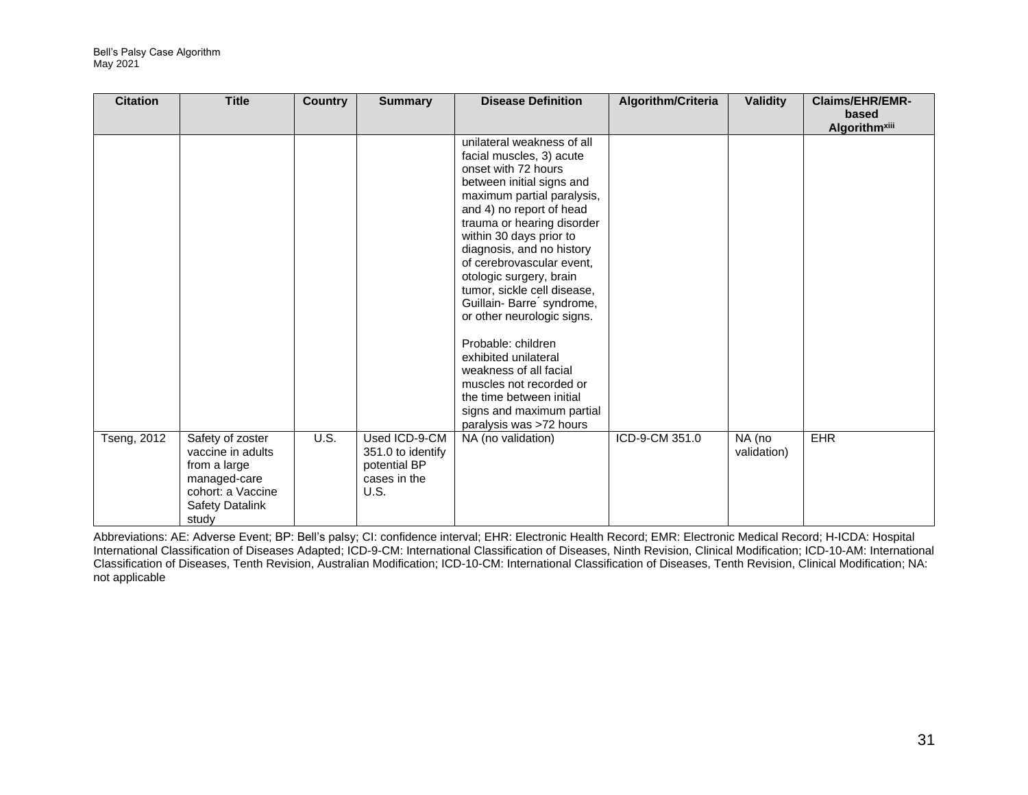| Citation | Title | Country | Summary | Disease Definition | Algorithm/Criteria | Validity | Claims/EHR/EMR-based Algorithm[xiii] |
|---|---|---|---|---|---|---|---|
| | | | | unilateral weakness of all facial muscles, 3) acute onset with 72 hours between initial signs and maximum partial paralysis, and 4) no report of head trauma or hearing disorder within 30 days prior to diagnosis, and no history of cerebrovascular event, otologic surgery, brain tumor, sickle cell disease, Guillain- Barre ́ syndrome, or other neurologic signs.<br><br>Probable: children exhibited unilateral weakness of all facial muscles not recorded or the time between initial signs and maximum partial paralysis was >72 hours | | | |
| Tseng, 2012 | Safety of zoster vaccine in adults from a large managed-care cohort: a Vaccine Safety Datalink study | U.S. | Used ICD-9-CM 351.0 to identify potential BP cases in the U.S. | NA (no validation) | ICD-9-CM 351.0 | NA (no validation) | EHR |

Abbreviations: AE: Adverse Event; BP: Bell's palsy; CI: confidence interval; EHR: Electronic Health Record; EMR: Electronic Medical Record; H-ICDA: Hospital International Classification of Diseases Adapted; ICD-9-CM: International Classification of Diseases, Ninth Revision, Clinical Modification; ICD-10-AM: International Classification of Diseases, Tenth Revision, Australian Modification; ICD-10-CM: International Classification of Diseases, Tenth Revision, Clinical Modification; NA: not applicable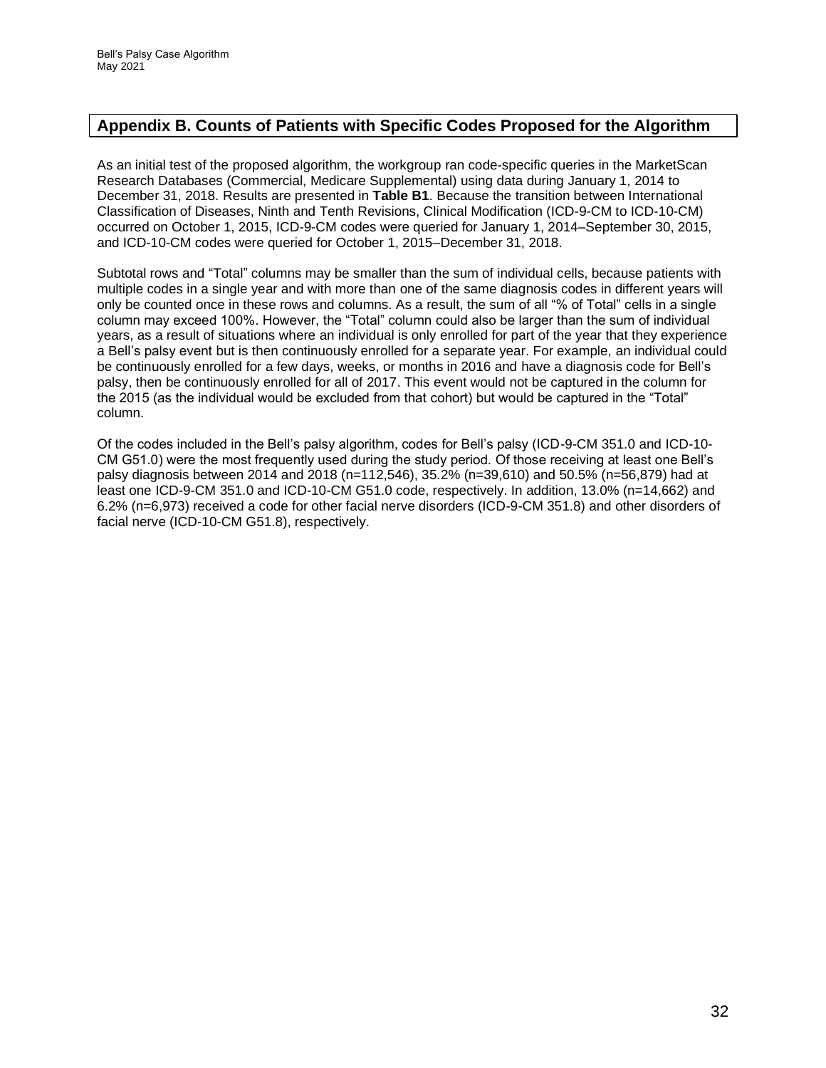## Appendix B. Counts of Patients with Specific Codes Proposed for the Algorithm

As an initial test of the proposed algorithm, the workgroup ran code-specific queries in the MarketScan Research Databases (Commercial, Medicare Supplemental) using data during January 1, 2014 to December 31, 2018. Results are presented in **Table B1**. Because the transition between International Classification of Diseases, Ninth and Tenth Revisions, Clinical Modification (ICD-9-CM to ICD-10-CM) occurred on October 1, 2015, ICD-9-CM codes were queried for January 1, 2014–September 30, 2015, and ICD-10-CM codes were queried for October 1, 2015–December 31, 2018.

Subtotal rows and "Total" columns may be smaller than the sum of individual cells, because patients with multiple codes in a single year and with more than one of the same diagnosis codes in different years will only be counted once in these rows and columns. As a result, the sum of all "% of Total" cells in a single column may exceed 100%. However, the "Total" column could also be larger than the sum of individual years, as a result of situations where an individual is only enrolled for part of the year that they experience a Bell's palsy event but is then continuously enrolled for a separate year. For example, an individual could be continuously enrolled for a few days, weeks, or months in 2016 and have a diagnosis code for Bell's palsy, then be continuously enrolled for all of 2017. This event would not be captured in the column for the 2015 (as the individual would be excluded from that cohort) but would be captured in the "Total" column.

Of the codes included in the Bell's palsy algorithm, codes for Bell's palsy (ICD-9-CM 351.0 and ICD-10-CM G51.0) were the most frequently used during the study period. Of those receiving at least one Bell's palsy diagnosis between 2014 and 2018 (n=112,546), 35.2% (n=39,610) and 50.5% (n=56,879) had at least one ICD-9-CM 351.0 and ICD-10-CM G51.0 code, respectively. In addition, 13.0% (n=14,662) and 6.2% (n=6,973) received a code for other facial nerve disorders (ICD-9-CM 351.8) and other disorders of facial nerve (ICD-10-CM G51.8), respectively.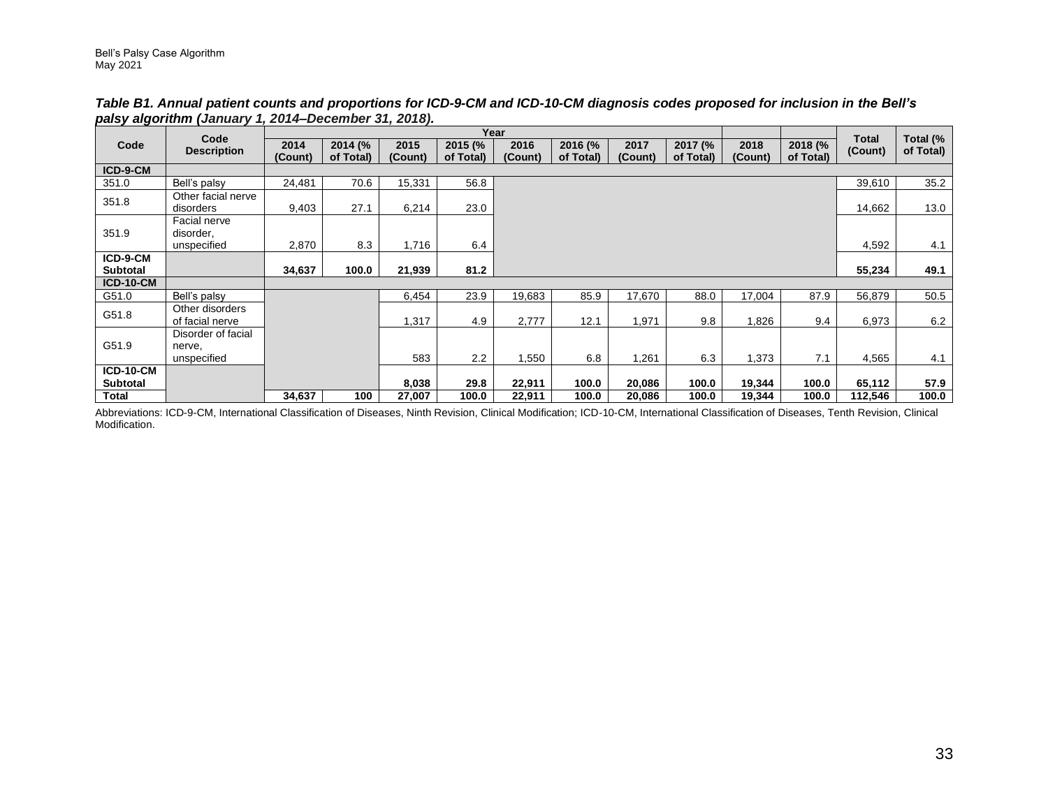***Table B1. Annual patient counts and proportions for ICD-9-CM and ICD-10-CM diagnosis codes proposed for inclusion in the Bell's palsy algorithm (January 1, 2014–December 31, 2018).***

| Code | Code Description | Year | | | | | | | | | | Total (Count) | Total (% of Total) |
|---|---|---|---|---|---|---|---|---|---|---|---|---|---|
| | | 2014 (Count) | 2014 (% of Total) | 2015 (Count) | 2015 (% of Total) | 2016 (Count) | 2016 (% of Total) | 2017 (Count) | 2017 (% of Total) | 2018 (Count) | 2018 (% of Total) | | |
| **ICD-9-CM** | | | | | | | | | | | | | |
| 351.0 | Bell's palsy | 24,481 | 70.6 | 15,331 | 56.8 | | | | | | | 39,610 | 35.2 |
| 351.8 | Other facial nerve disorders | 9,403 | 27.1 | 6,214 | 23.0 | | | | | | | 14,662 | 13.0 |
| 351.9 | Facial nerve disorder, unspecified | 2,870 | 8.3 | 1,716 | 6.4 | | | | | | | 4,592 | 4.1 |
| **ICD-9-CM Subtotal** | | **34,637** | **100.0** | **21,939** | **81.2** | | | | | | | **55,234** | **49.1** |
| **ICD-10-CM** | | | | | | | | | | | | | |
| G51.0 | Bell's palsy | | | 6,454 | 23.9 | 19,683 | 85.9 | 17,670 | 88.0 | 17,004 | 87.9 | 56,879 | 50.5 |
| G51.8 | Other disorders of facial nerve | | | 1,317 | 4.9 | 2,777 | 12.1 | 1,971 | 9.8 | 1,826 | 9.4 | 6,973 | 6.2 |
| G51.9 | Disorder of facial nerve, unspecified | | | 583 | 2.2 | 1,550 | 6.8 | 1,261 | 6.3 | 1,373 | 7.1 | 4,565 | 4.1 |
| **ICD-10-CM Subtotal** | | | | **8,038** | **29.8** | **22,911** | **100.0** | **20,086** | **100.0** | **19,344** | **100.0** | **65,112** | **57.9** |
| **Total** | | **34,637** | **100** | **27,007** | **100.0** | **22,911** | **100.0** | **20,086** | **100.0** | **19,344** | **100.0** | **112,546** | **100.0** |

Abbreviations: ICD-9-CM, International Classification of Diseases, Ninth Revision, Clinical Modification; ICD-10-CM, International Classification of Diseases, Tenth Revision, Clinical Modification.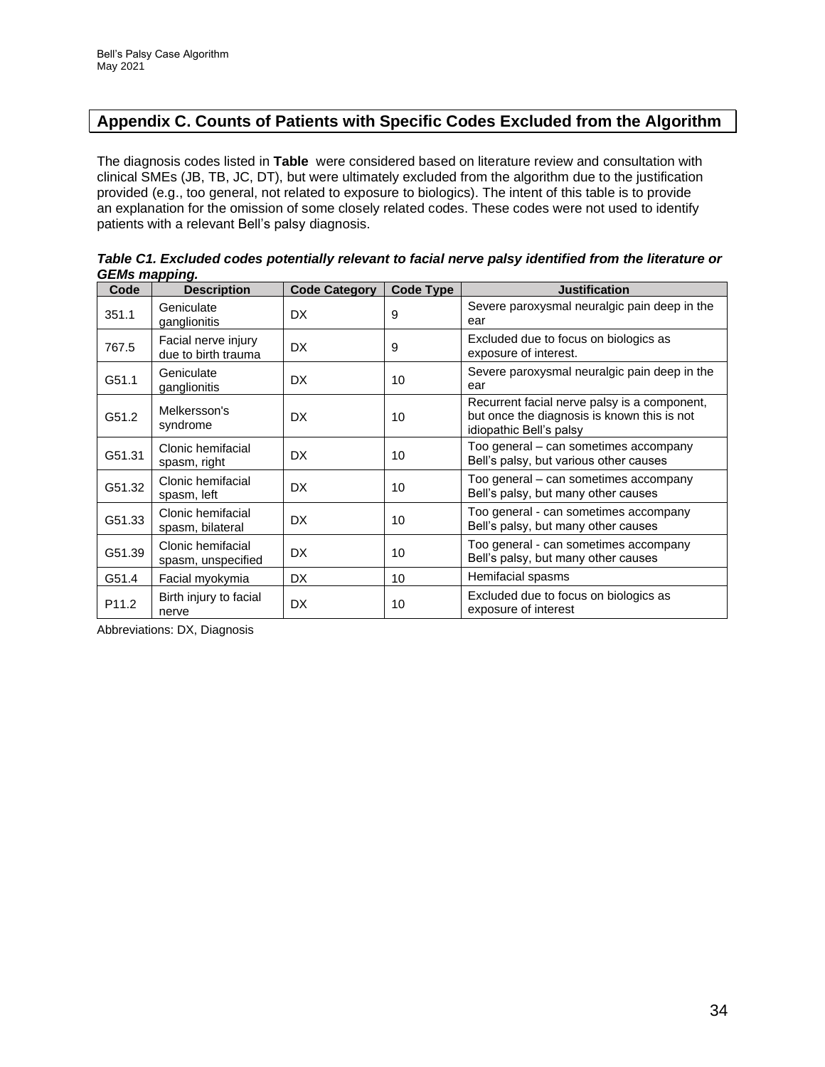## Appendix C. Counts of Patients with Specific Codes Excluded from the Algorithm

The diagnosis codes listed in **Table** were considered based on literature review and consultation with clinical SMEs (JB, TB, JC, DT), but were ultimately excluded from the algorithm due to the justification provided (e.g., too general, not related to exposure to biologics). The intent of this table is to provide an explanation for the omission of some closely related codes. These codes were not used to identify patients with a relevant Bell's palsy diagnosis.

***Table C1. Excluded codes potentially relevant to facial nerve palsy identified from the literature or GEMs mapping.***

| Code | Description | Code Category | Code Type | Justification |
|---|---|---|---|---|
| 351.1 | Geniculate ganglionitis | DX | 9 | Severe paroxysmal neuralgic pain deep in the ear |
| 767.5 | Facial nerve injury due to birth trauma | DX | 9 | Excluded due to focus on biologics as exposure of interest. |
| G51.1 | Geniculate ganglionitis | DX | 10 | Severe paroxysmal neuralgic pain deep in the ear |
| G51.2 | Melkersson's syndrome | DX | 10 | Recurrent facial nerve palsy is a component, but once the diagnosis is known this is not idiopathic Bell's palsy |
| G51.31 | Clonic hemifacial spasm, right | DX | 10 | Too general – can sometimes accompany Bell's palsy, but various other causes |
| G51.32 | Clonic hemifacial spasm, left | DX | 10 | Too general – can sometimes accompany Bell's palsy, but many other causes |
| G51.33 | Clonic hemifacial spasm, bilateral | DX | 10 | Too general - can sometimes accompany Bell's palsy, but many other causes |
| G51.39 | Clonic hemifacial spasm, unspecified | DX | 10 | Too general - can sometimes accompany Bell's palsy, but many other causes |
| G51.4 | Facial myokymia | DX | 10 | Hemifacial spasms |
| P11.2 | Birth injury to facial nerve | DX | 10 | Excluded due to focus on biologics as exposure of interest |

Abbreviations: DX, Diagnosis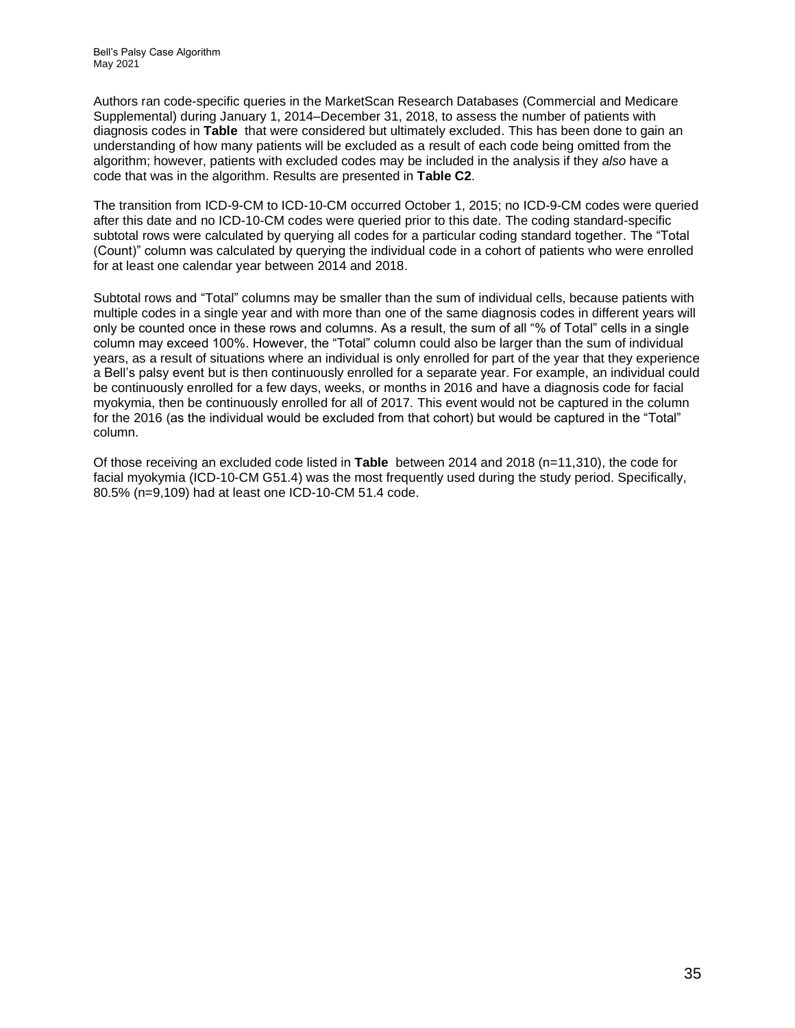Authors ran code-specific queries in the MarketScan Research Databases (Commercial and Medicare Supplemental) during January 1, 2014–December 31, 2018, to assess the number of patients with diagnosis codes in **Table** that were considered but ultimately excluded. This has been done to gain an understanding of how many patients will be excluded as a result of each code being omitted from the algorithm; however, patients with excluded codes may be included in the analysis if they *also* have a code that was in the algorithm. Results are presented in **Table C2**.

The transition from ICD-9-CM to ICD-10-CM occurred October 1, 2015; no ICD-9-CM codes were queried after this date and no ICD-10-CM codes were queried prior to this date. The coding standard-specific subtotal rows were calculated by querying all codes for a particular coding standard together. The "Total (Count)" column was calculated by querying the individual code in a cohort of patients who were enrolled for at least one calendar year between 2014 and 2018.

Subtotal rows and "Total" columns may be smaller than the sum of individual cells, because patients with multiple codes in a single year and with more than one of the same diagnosis codes in different years will only be counted once in these rows and columns. As a result, the sum of all "% of Total" cells in a single column may exceed 100%. However, the "Total" column could also be larger than the sum of individual years, as a result of situations where an individual is only enrolled for part of the year that they experience a Bell's palsy event but is then continuously enrolled for a separate year. For example, an individual could be continuously enrolled for a few days, weeks, or months in 2016 and have a diagnosis code for facial myokymia, then be continuously enrolled for all of 2017. This event would not be captured in the column for the 2016 (as the individual would be excluded from that cohort) but would be captured in the "Total" column.

Of those receiving an excluded code listed in **Table** between 2014 and 2018 (n=11,310), the code for facial myokymia (ICD-10-CM G51.4) was the most frequently used during the study period. Specifically, 80.5% (n=9,109) had at least one ICD-10-CM 51.4 code.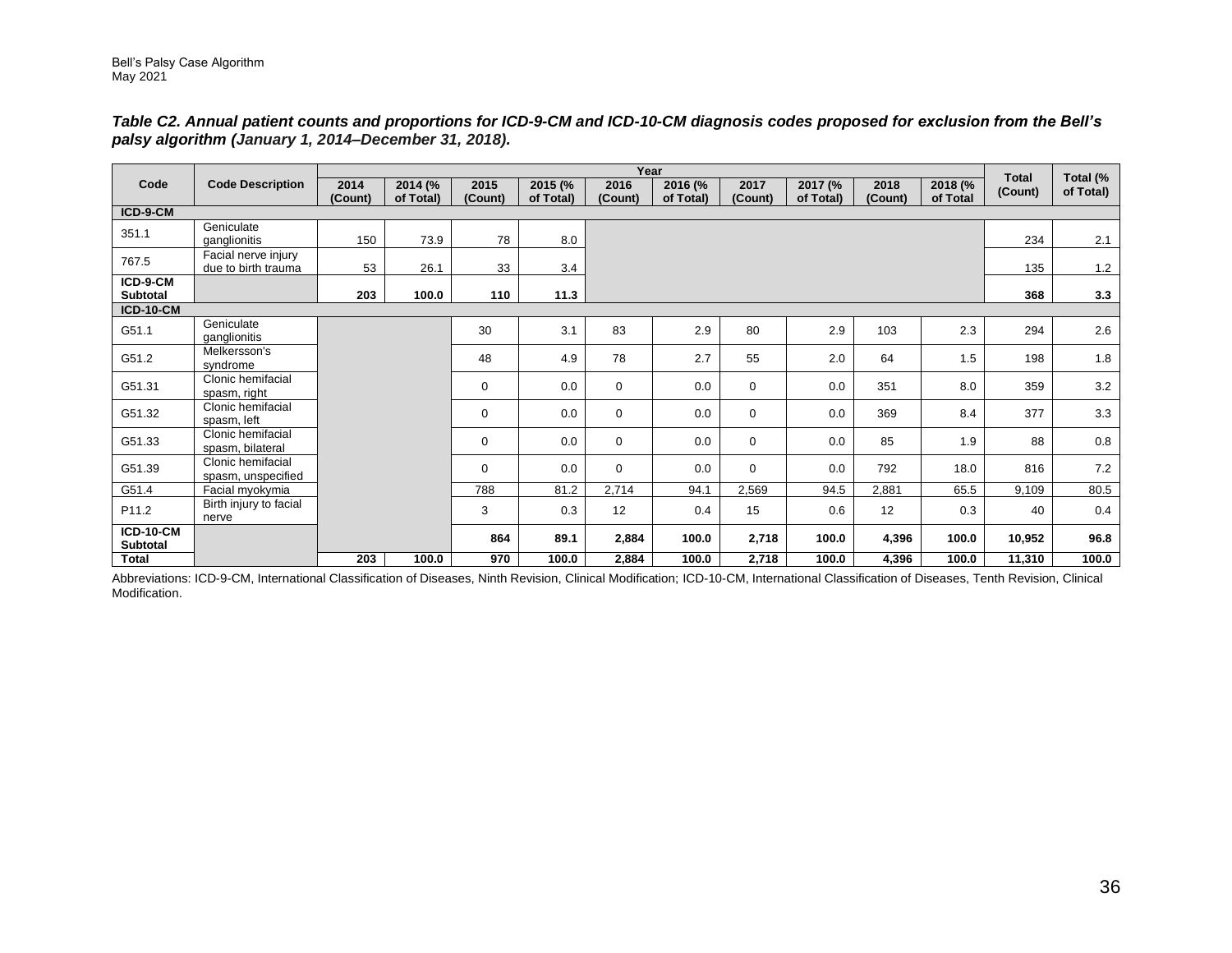**Table C2. Annual patient counts and proportions for ICD-9-CM and ICD-10-CM diagnosis codes proposed for exclusion from the Bell's palsy algorithm (January 1, 2014–December 31, 2018).**

| Code | Code Description | Year | | | | | | | | | | Total (Count) | Total (% of Total) |
|---|---|---|---|---|---|---|---|---|---|---|---|---|---|
| | | 2014 (Count) | 2014 (% of Total) | 2015 (Count) | 2015 (% of Total) | 2016 (Count) | 2016 (% of Total) | 2017 (Count) | 2017 (% of Total) | 2018 (Count) | 2018 (% of Total | | |
| **ICD-9-CM** | | | | | | | | | | | | | |
| 351.1 | Geniculate ganglionitis | 150 | 73.9 | 78 | 8.0 | | | | | | | 234 | 2.1 |
| 767.5 | Facial nerve injury due to birth trauma | 53 | 26.1 | 33 | 3.4 | | | | | | | 135 | 1.2 |
| **ICD-9-CM Subtotal** | | **203** | **100.0** | **110** | **11.3** | | | | | | | **368** | **3.3** |
| **ICD-10-CM** | | | | | | | | | | | | | |
| G51.1 | Geniculate ganglionitis | | | 30 | 3.1 | 83 | 2.9 | 80 | 2.9 | 103 | 2.3 | 294 | 2.6 |
| G51.2 | Melkersson's syndrome | | | 48 | 4.9 | 78 | 2.7 | 55 | 2.0 | 64 | 1.5 | 198 | 1.8 |
| G51.31 | Clonic hemifacial spasm, right | | | 0 | 0.0 | 0 | 0.0 | 0 | 0.0 | 351 | 8.0 | 359 | 3.2 |
| G51.32 | Clonic hemifacial spasm, left | | | 0 | 0.0 | 0 | 0.0 | 0 | 0.0 | 369 | 8.4 | 377 | 3.3 |
| G51.33 | Clonic hemifacial spasm, bilateral | | | 0 | 0.0 | 0 | 0.0 | 0 | 0.0 | 85 | 1.9 | 88 | 0.8 |
| G51.39 | Clonic hemifacial spasm, unspecified | | | 0 | 0.0 | 0 | 0.0 | 0 | 0.0 | 792 | 18.0 | 816 | 7.2 |
| G51.4 | Facial myokymia | | | 788 | 81.2 | 2,714 | 94.1 | 2,569 | 94.5 | 2,881 | 65.5 | 9,109 | 80.5 |
| P11.2 | Birth injury to facial nerve | | | 3 | 0.3 | 12 | 0.4 | 15 | 0.6 | 12 | 0.3 | 40 | 0.4 |
| **ICD-10-CM Subtotal** | | | | **864** | **89.1** | **2,884** | **100.0** | **2,718** | **100.0** | **4,396** | **100.0** | **10,952** | **96.8** |
| **Total** | | **203** | **100.0** | **970** | **100.0** | **2,884** | **100.0** | **2,718** | **100.0** | **4,396** | **100.0** | **11,310** | **100.0** |

Abbreviations: ICD-9-CM, International Classification of Diseases, Ninth Revision, Clinical Modification; ICD-10-CM, International Classification of Diseases, Tenth Revision, Clinical Modification.